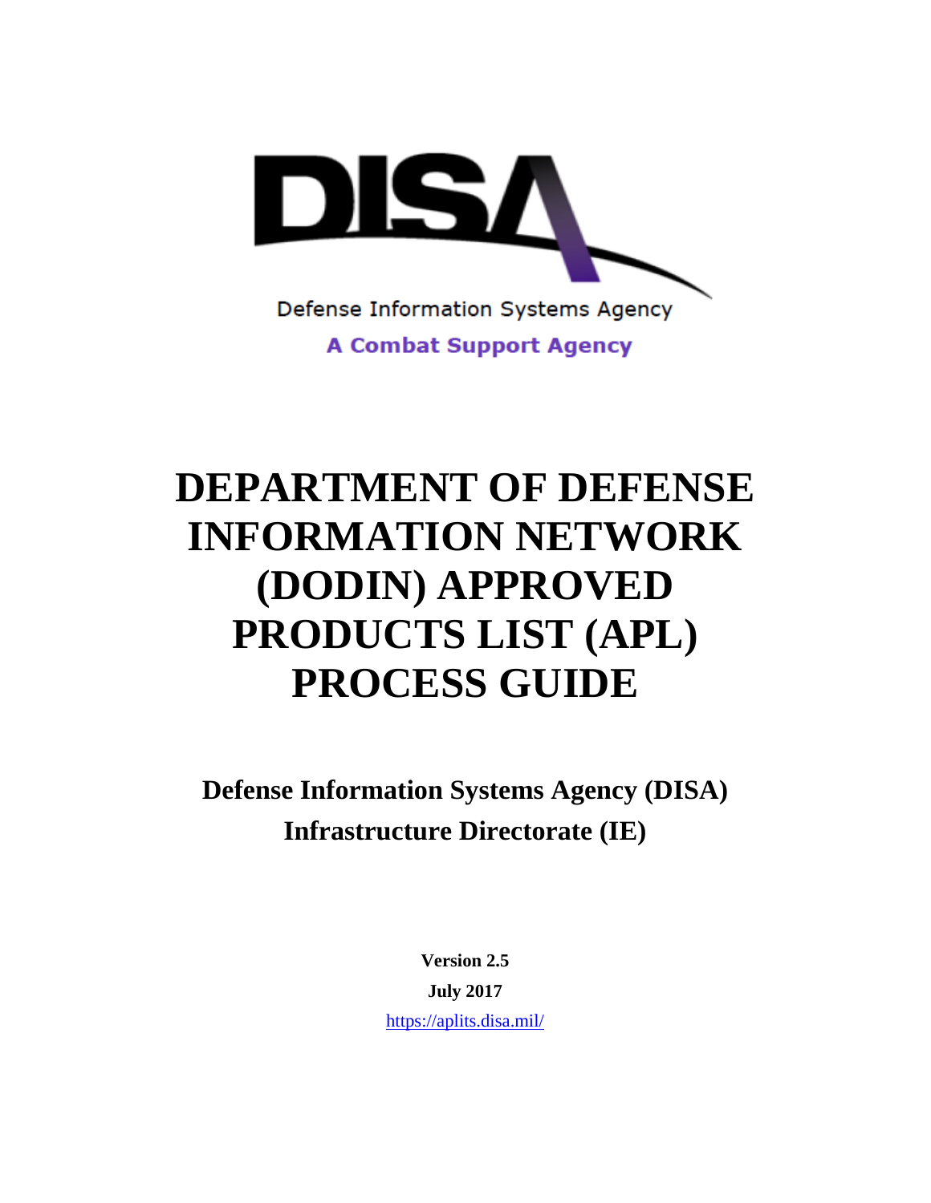DISA

Defense Information Systems Agency

**A Combat Support Agency**

# DEPARTMENT OF DEFENSE INFORMATION NETWORK (DODIN) APPROVED PRODUCTS LIST (APL) PROCESS GUIDE

## Defense Information Systems Agency (DISA) Infrastructure Directorate (IE)

**Version 2.5**

**July 2017**

https://aplits.disa.mil/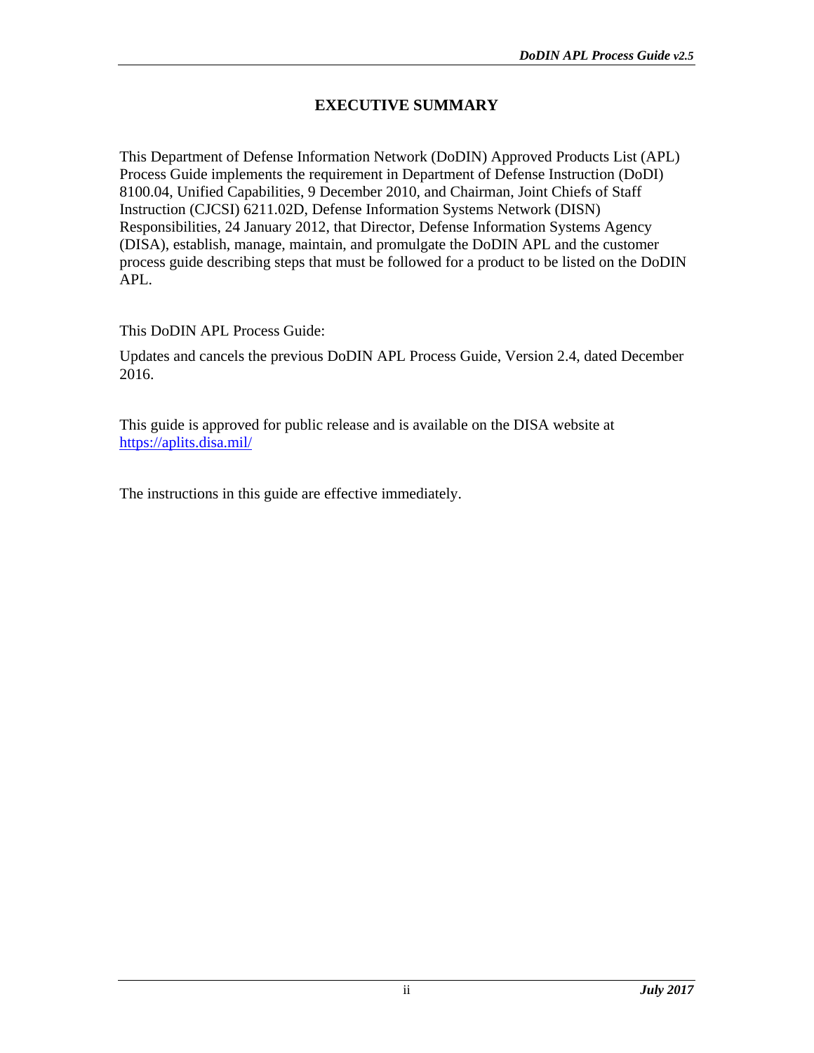# EXECUTIVE SUMMARY

This Department of Defense Information Network (DoDIN) Approved Products List (APL) Process Guide implements the requirement in Department of Defense Instruction (DoDI) 8100.04, Unified Capabilities, 9 December 2010, and Chairman, Joint Chiefs of Staff Instruction (CJCSI) 6211.02D, Defense Information Systems Network (DISN) Responsibilities, 24 January 2012, that Director, Defense Information Systems Agency (DISA), establish, manage, maintain, and promulgate the DoDIN APL and the customer process guide describing steps that must be followed for a product to be listed on the DoDIN APL.

This DoDIN APL Process Guide:

Updates and cancels the previous DoDIN APL Process Guide, Version 2.4, dated December 2016.

This guide is approved for public release and is available on the DISA website at [https://aplits.disa.mil/](https://aplits.disa.mil/)

The instructions in this guide are effective immediately.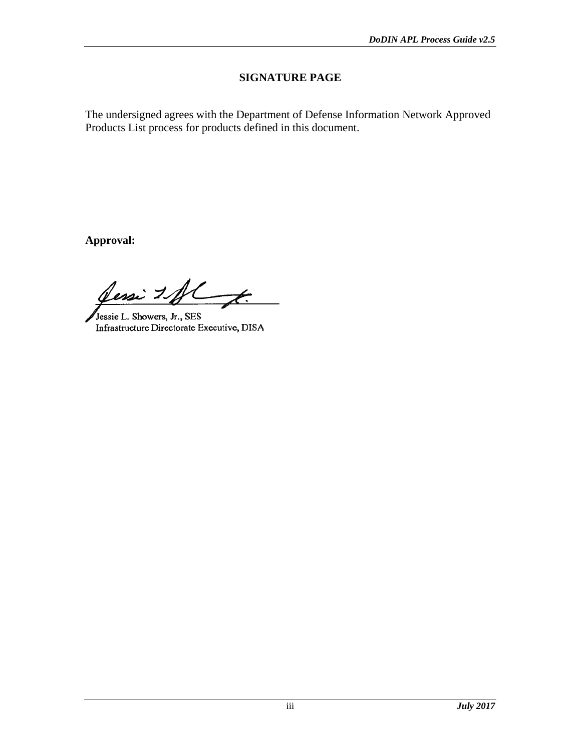## SIGNATURE PAGE

The undersigned agrees with the Department of Defense Information Network Approved Products List process for products defined in this document.

**Approval:**

Jessie L. Showers, Jr., SES
Infrastructure Directorate Executive, DISA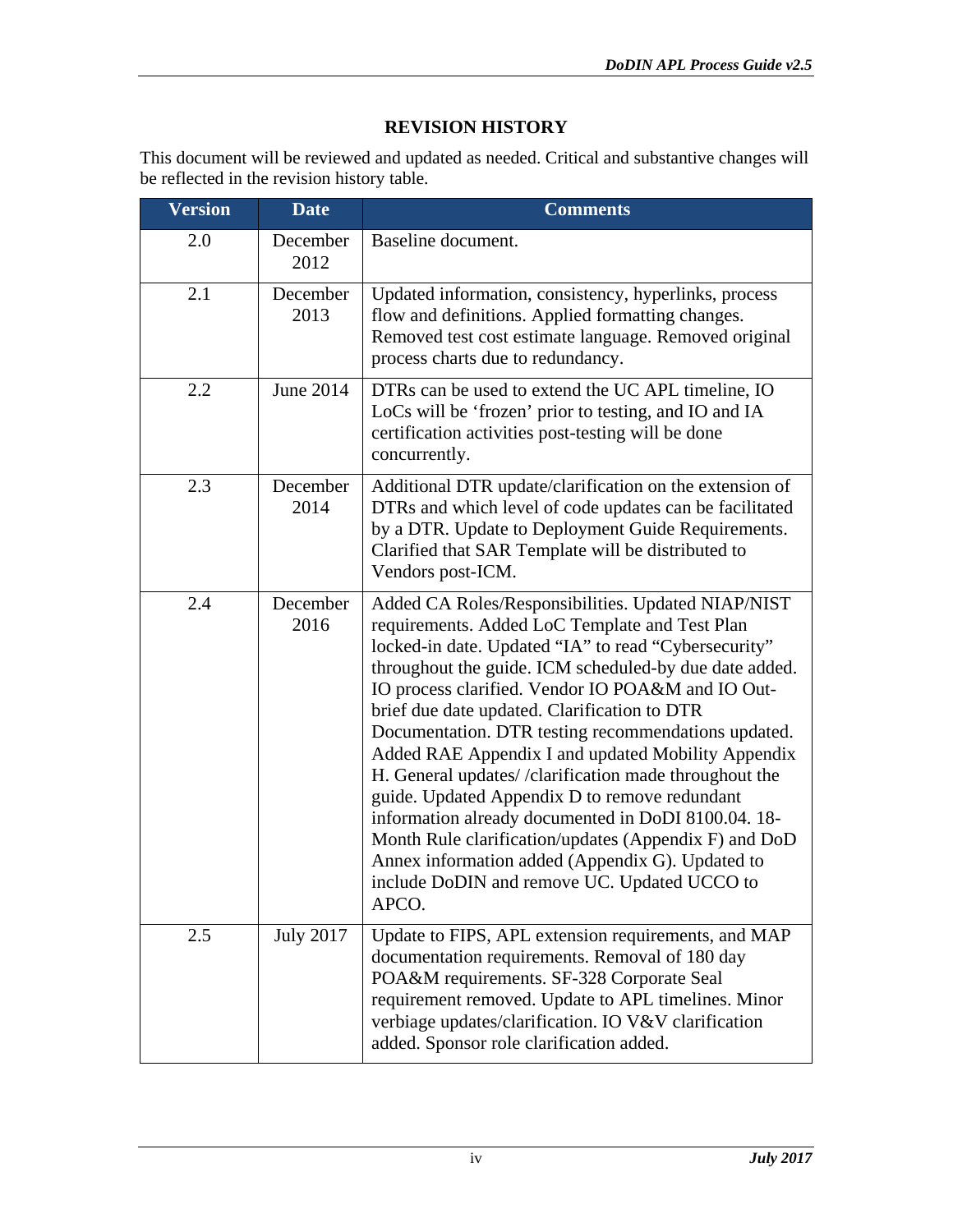## REVISION HISTORY

This document will be reviewed and updated as needed. Critical and substantive changes will be reflected in the revision history table.

| Version | Date | Comments |
|---|---|---|
| 2.0 | December 2012 | Baseline document. |
| 2.1 | December 2013 | Updated information, consistency, hyperlinks, process flow and definitions. Applied formatting changes. Removed test cost estimate language. Removed original process charts due to redundancy. |
| 2.2 | June 2014 | DTRs can be used to extend the UC APL timeline, IO LoCs will be 'frozen' prior to testing, and IO and IA certification activities post-testing will be done concurrently. |
| 2.3 | December 2014 | Additional DTR update/clarification on the extension of DTRs and which level of code updates can be facilitated by a DTR. Update to Deployment Guide Requirements. Clarified that SAR Template will be distributed to Vendors post-ICM. |
| 2.4 | December 2016 | Added CA Roles/Responsibilities. Updated NIAP/NIST requirements. Added LoC Template and Test Plan locked-in date. Updated "IA" to read "Cybersecurity" throughout the guide. ICM scheduled-by due date added. IO process clarified. Vendor IO POA&M and IO Out-brief due date updated. Clarification to DTR Documentation. DTR testing recommendations updated. Added RAE Appendix I and updated Mobility Appendix H. General updates/ /clarification made throughout the guide. Updated Appendix D to remove redundant information already documented in DoDI 8100.04. 18-Month Rule clarification/updates (Appendix F) and DoD Annex information added (Appendix G). Updated to include DoDIN and remove UC. Updated UCCO to APCO. |
| 2.5 | July 2017 | Update to FIPS, APL extension requirements, and MAP documentation requirements. Removal of 180 day POA&M requirements. SF-328 Corporate Seal requirement removed. Update to APL timelines. Minor verbiage updates/clarification. IO V&V clarification added. Sponsor role clarification added. |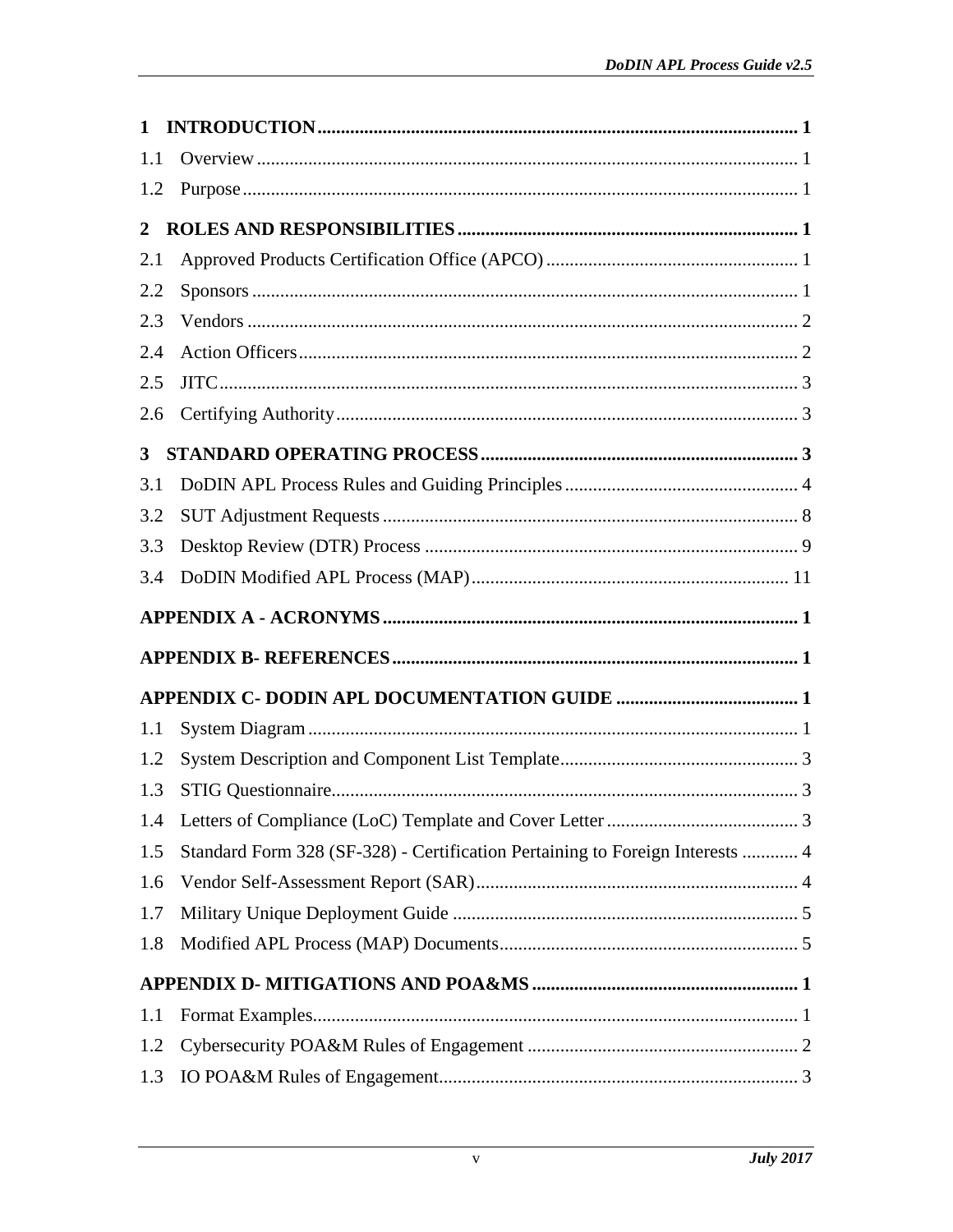1 INTRODUCTION ..... 1

1.1 Overview ..... 1

1.2 Purpose ..... 1

2 ROLES AND RESPONSIBILITIES ..... 1

2.1 Approved Products Certification Office (APCO) ..... 1

2.2 Sponsors ..... 1

2.3 Vendors ..... 2

2.4 Action Officers ..... 2

2.5 JITC ..... 3

2.6 Certifying Authority ..... 3

3 STANDARD OPERATING PROCESS ..... 3

3.1 DoDIN APL Process Rules and Guiding Principles ..... 4

3.2 SUT Adjustment Requests ..... 8

3.3 Desktop Review (DTR) Process ..... 9

3.4 DoDIN Modified APL Process (MAP) ..... 11

APPENDIX A - ACRONYMS ..... 1

APPENDIX B- REFERENCES ..... 1

APPENDIX C- DODIN APL DOCUMENTATION GUIDE ..... 1

1.1 System Diagram ..... 1

1.2 System Description and Component List Template ..... 3

1.3 STIG Questionnaire ..... 3

1.4 Letters of Compliance (LoC) Template and Cover Letter ..... 3

1.5 Standard Form 328 (SF-328) - Certification Pertaining to Foreign Interests ..... 4

1.6 Vendor Self-Assessment Report (SAR) ..... 4

1.7 Military Unique Deployment Guide ..... 5

1.8 Modified APL Process (MAP) Documents ..... 5

APPENDIX D- MITIGATIONS AND POA&MS ..... 1

1.1 Format Examples ..... 1

1.2 Cybersecurity POA&M Rules of Engagement ..... 2

1.3 IO POA&M Rules of Engagement ..... 3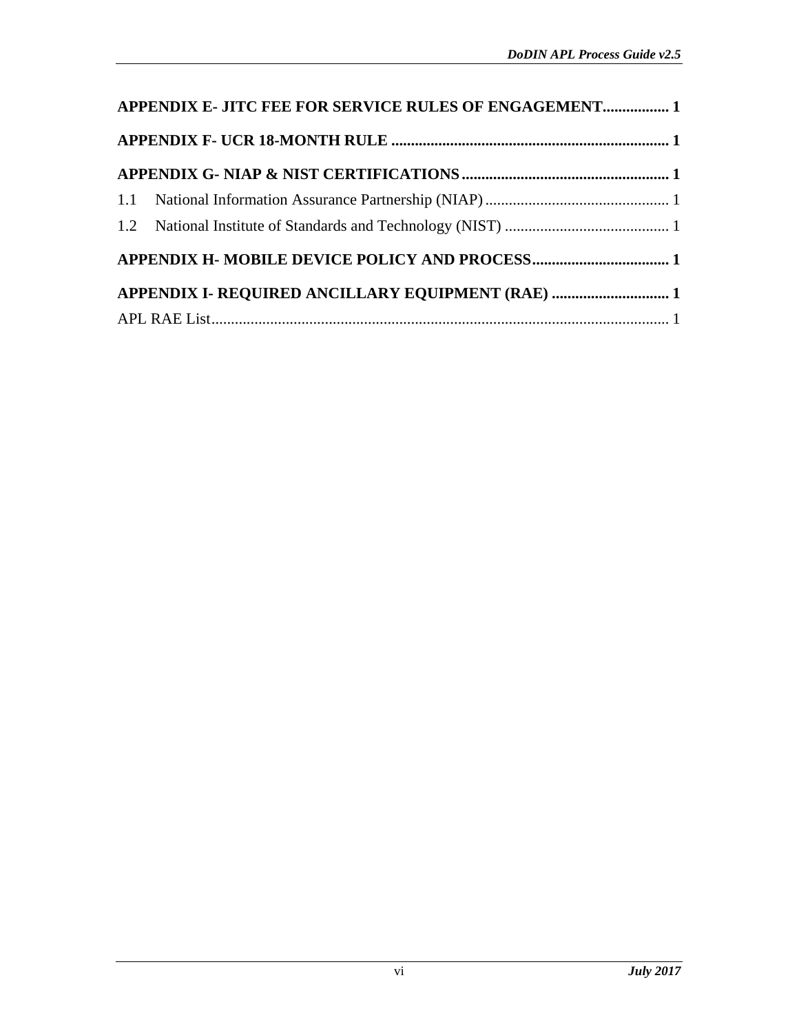**APPENDIX E- JITC FEE FOR SERVICE RULES OF ENGAGEMENT................. 1**

**APPENDIX F- UCR 18-MONTH RULE ....................................................................... 1**

**APPENDIX G- NIAP & NIST CERTIFICATIONS..................................................... 1**

1.1 National Information Assurance Partnership (NIAP)............................................... 1

1.2 National Institute of Standards and Technology (NIST) .......................................... 1

**APPENDIX H- MOBILE DEVICE POLICY AND PROCESS................................... 1**

**APPENDIX I- REQUIRED ANCILLARY EQUIPMENT (RAE) .............................. 1**

APPL RAE List.................................................................................................................. 1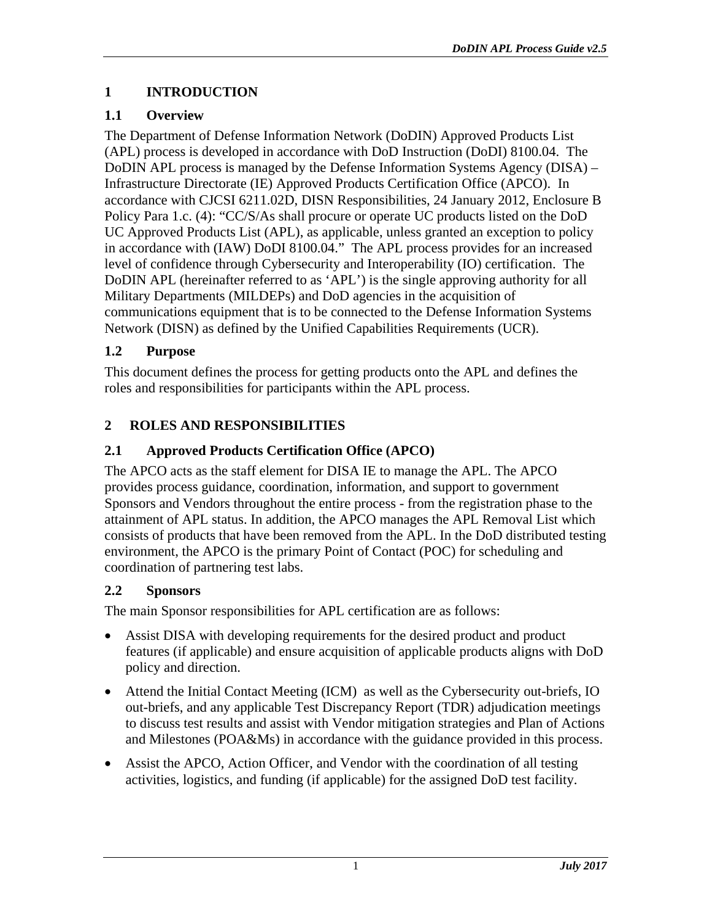# 1 INTRODUCTION

## 1.1 Overview

The Department of Defense Information Network (DoDIN) Approved Products List (APL) process is developed in accordance with DoD Instruction (DoDI) 8100.04. The DoDIN APL process is managed by the Defense Information Systems Agency (DISA) – Infrastructure Directorate (IE) Approved Products Certification Office (APCO). In accordance with CJCSI 6211.02D, DISN Responsibilities, 24 January 2012, Enclosure B Policy Para 1.c. (4): "CC/S/As shall procure or operate UC products listed on the DoD UC Approved Products List (APL), as applicable, unless granted an exception to policy in accordance with (IAW) DoDI 8100.04." The APL process provides for an increased level of confidence through Cybersecurity and Interoperability (IO) certification. The DoDIN APL (hereinafter referred to as 'APL') is the single approving authority for all Military Departments (MILDEPs) and DoD agencies in the acquisition of communications equipment that is to be connected to the Defense Information Systems Network (DISN) as defined by the Unified Capabilities Requirements (UCR).

## 1.2 Purpose

This document defines the process for getting products onto the APL and defines the roles and responsibilities for participants within the APL process.

# 2 ROLES AND RESPONSIBILITIES

## 2.1 Approved Products Certification Office (APCO)

The APCO acts as the staff element for DISA IE to manage the APL. The APCO provides process guidance, coordination, information, and support to government Sponsors and Vendors throughout the entire process - from the registration phase to the attainment of APL status. In addition, the APCO manages the APL Removal List which consists of products that have been removed from the APL. In the DoD distributed testing environment, the APCO is the primary Point of Contact (POC) for scheduling and coordination of partnering test labs.

## 2.2 Sponsors

The main Sponsor responsibilities for APL certification are as follows:

- Assist DISA with developing requirements for the desired product and product features (if applicable) and ensure acquisition of applicable products aligns with DoD policy and direction.
- Attend the Initial Contact Meeting (ICM) as well as the Cybersecurity out-briefs, IO out-briefs, and any applicable Test Discrepancy Report (TDR) adjudication meetings to discuss test results and assist with Vendor mitigation strategies and Plan of Actions and Milestones (POA&Ms) in accordance with the guidance provided in this process.
- Assist the APCO, Action Officer, and Vendor with the coordination of all testing activities, logistics, and funding (if applicable) for the assigned DoD test facility.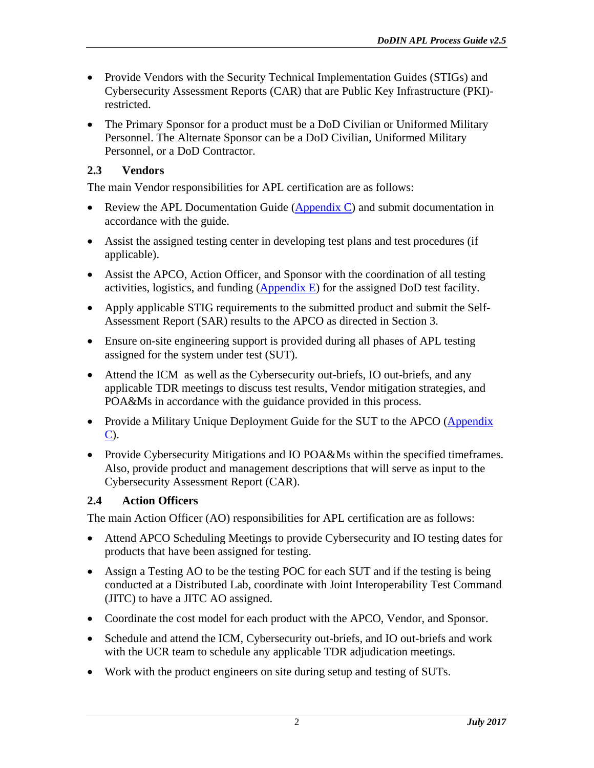- Provide Vendors with the Security Technical Implementation Guides (STIGs) and Cybersecurity Assessment Reports (CAR) that are Public Key Infrastructure (PKI)-restricted.
- The Primary Sponsor for a product must be a DoD Civilian or Uniformed Military Personnel. The Alternate Sponsor can be a DoD Civilian, Uniformed Military Personnel, or a DoD Contractor.

### 2.3 Vendors

The main Vendor responsibilities for APL certification are as follows:

- Review the APL Documentation Guide (Appendix C) and submit documentation in accordance with the guide.
- Assist the assigned testing center in developing test plans and test procedures (if applicable).
- Assist the APCO, Action Officer, and Sponsor with the coordination of all testing activities, logistics, and funding (Appendix E) for the assigned DoD test facility.
- Apply applicable STIG requirements to the submitted product and submit the Self-Assessment Report (SAR) results to the APCO as directed in Section 3.
- Ensure on-site engineering support is provided during all phases of APL testing assigned for the system under test (SUT).
- Attend the ICM as well as the Cybersecurity out-briefs, IO out-briefs, and any applicable TDR meetings to discuss test results, Vendor mitigation strategies, and POA&Ms in accordance with the guidance provided in this process.
- Provide a Military Unique Deployment Guide for the SUT to the APCO (Appendix C).
- Provide Cybersecurity Mitigations and IO POA&Ms within the specified timeframes. Also, provide product and management descriptions that will serve as input to the Cybersecurity Assessment Report (CAR).

### 2.4 Action Officers

The main Action Officer (AO) responsibilities for APL certification are as follows:

- Attend APCO Scheduling Meetings to provide Cybersecurity and IO testing dates for products that have been assigned for testing.
- Assign a Testing AO to be the testing POC for each SUT and if the testing is being conducted at a Distributed Lab, coordinate with Joint Interoperability Test Command (JITC) to have a JITC AO assigned.
- Coordinate the cost model for each product with the APCO, Vendor, and Sponsor.
- Schedule and attend the ICM, Cybersecurity out-briefs, and IO out-briefs and work with the UCR team to schedule any applicable TDR adjudication meetings.
- Work with the product engineers on site during setup and testing of SUTs.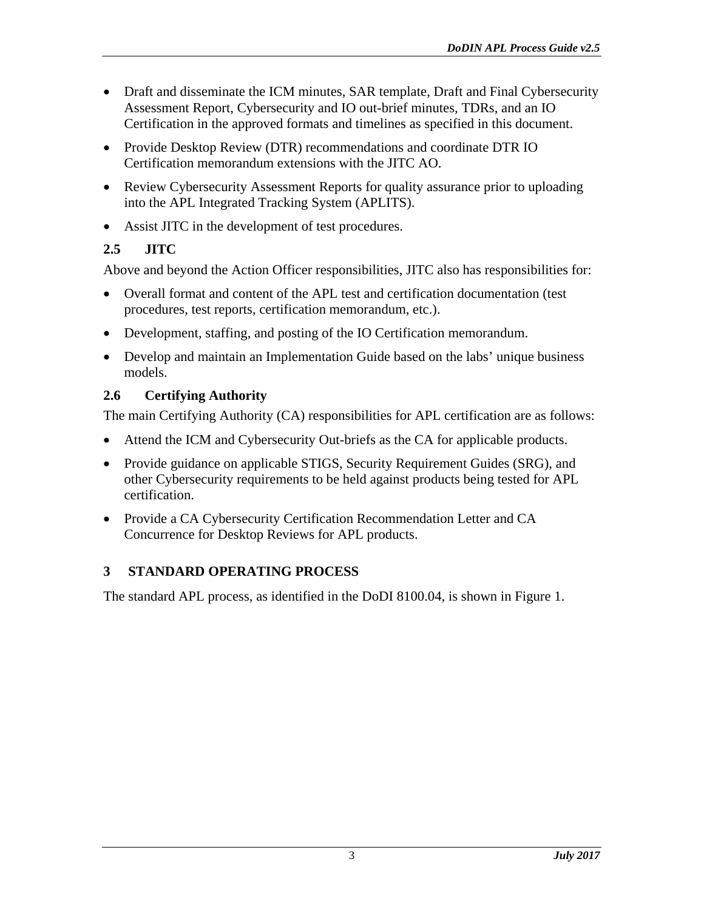- Draft and disseminate the ICM minutes, SAR template, Draft and Final Cybersecurity Assessment Report, Cybersecurity and IO out-brief minutes, TDRs, and an IO Certification in the approved formats and timelines as specified in this document.
- Provide Desktop Review (DTR) recommendations and coordinate DTR IO Certification memorandum extensions with the JITC AO.
- Review Cybersecurity Assessment Reports for quality assurance prior to uploading into the APL Integrated Tracking System (APLITS).
- Assist JITC in the development of test procedures.

### 2.5 JITC

Above and beyond the Action Officer responsibilities, JITC also has responsibilities for:

- Overall format and content of the APL test and certification documentation (test procedures, test reports, certification memorandum, etc.).
- Development, staffing, and posting of the IO Certification memorandum.
- Develop and maintain an Implementation Guide based on the labs' unique business models.

### 2.6 Certifying Authority

The main Certifying Authority (CA) responsibilities for APL certification are as follows:

- Attend the ICM and Cybersecurity Out-briefs as the CA for applicable products.
- Provide guidance on applicable STIGS, Security Requirement Guides (SRG), and other Cybersecurity requirements to be held against products being tested for APL certification.
- Provide a CA Cybersecurity Certification Recommendation Letter and CA Concurrence for Desktop Reviews for APL products.

## 3 STANDARD OPERATING PROCESS

The standard APL process, as identified in the DoDI 8100.04, is shown in Figure 1.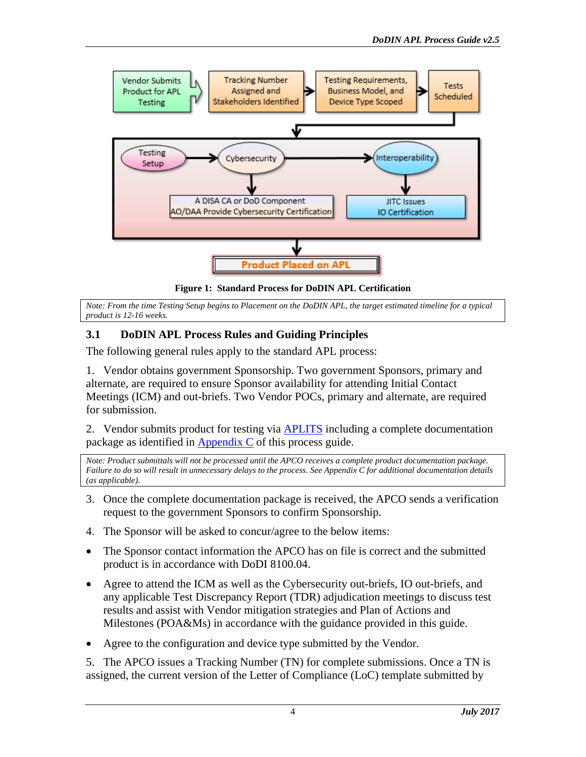Figure 1: Standard Process for DoDIN APL Certification

*Note: From the time Testing Setup begins to Placement on the DoDIN APL, the target estimated timeline for a typical product is 12-16 weeks.*

### 3.1 DoDIN APL Process Rules and Guiding Principles

The following general rules apply to the standard APL process:

1. Vendor obtains government Sponsorship. Two government Sponsors, primary and alternate, are required to ensure Sponsor availability for attending Initial Contact Meetings (ICM) and out-briefs. Two Vendor POCs, primary and alternate, are required for submission.

2. Vendor submits product for testing via APLITS including a complete documentation package as identified in Appendix C of this process guide.

*Note: Product submittals will not be processed until the APCO receives a complete product documentation package. Failure to do so will result in unnecessary delays to the process. See Appendix C for additional documentation details (as applicable).*

3. Once the complete documentation package is received, the APCO sends a verification request to the government Sponsors to confirm Sponsorship.

4. The Sponsor will be asked to concur/agree to the below items:

- The Sponsor contact information the APCO has on file is correct and the submitted product is in accordance with DoDI 8100.04.
- Agree to attend the ICM as well as the Cybersecurity out-briefs, IO out-briefs, and any applicable Test Discrepancy Report (TDR) adjudication meetings to discuss test results and assist with Vendor mitigation strategies and Plan of Actions and Milestones (POA&Ms) in accordance with the guidance provided in this guide.
- Agree to the configuration and device type submitted by the Vendor.

5. The APCO issues a Tracking Number (TN) for complete submissions. Once a TN is assigned, the current version of the Letter of Compliance (LoC) template submitted by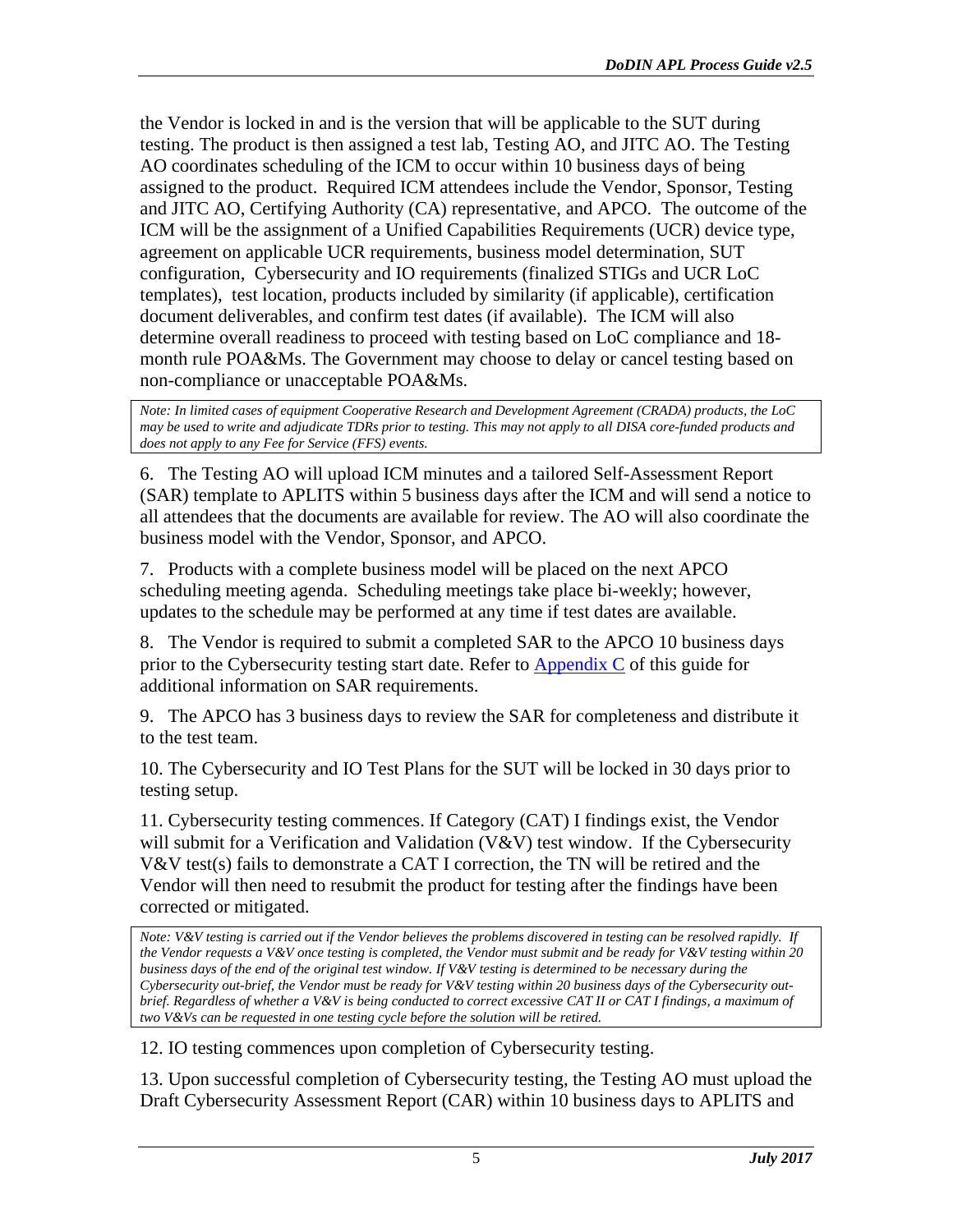the Vendor is locked in and is the version that will be applicable to the SUT during testing. The product is then assigned a test lab, Testing AO, and JITC AO. The Testing AO coordinates scheduling of the ICM to occur within 10 business days of being assigned to the product. Required ICM attendees include the Vendor, Sponsor, Testing and JITC AO, Certifying Authority (CA) representative, and APCO. The outcome of the ICM will be the assignment of a Unified Capabilities Requirements (UCR) device type, agreement on applicable UCR requirements, business model determination, SUT configuration, Cybersecurity and IO requirements (finalized STIGs and UCR LoC templates), test location, products included by similarity (if applicable), certification document deliverables, and confirm test dates (if available). The ICM will also determine overall readiness to proceed with testing based on LoC compliance and 18-month rule POA&Ms. The Government may choose to delay or cancel testing based on non-compliance or unacceptable POA&Ms.

*Note: In limited cases of equipment Cooperative Research and Development Agreement (CRADA) products, the LoC may be used to write and adjudicate TDRs prior to testing. This may not apply to all DISA core-funded products and does not apply to any Fee for Service (FFS) events.*

6. The Testing AO will upload ICM minutes and a tailored Self-Assessment Report (SAR) template to APLITS within 5 business days after the ICM and will send a notice to all attendees that the documents are available for review. The AO will also coordinate the business model with the Vendor, Sponsor, and APCO.

7. Products with a complete business model will be placed on the next APCO scheduling meeting agenda. Scheduling meetings take place bi-weekly; however, updates to the schedule may be performed at any time if test dates are available.

8. The Vendor is required to submit a completed SAR to the APCO 10 business days prior to the Cybersecurity testing start date. Refer to Appendix C of this guide for additional information on SAR requirements.

9. The APCO has 3 business days to review the SAR for completeness and distribute it to the test team.

10. The Cybersecurity and IO Test Plans for the SUT will be locked in 30 days prior to testing setup.

11. Cybersecurity testing commences. If Category (CAT) I findings exist, the Vendor will submit for a Verification and Validation (V&V) test window. If the Cybersecurity V&V test(s) fails to demonstrate a CAT I correction, the TN will be retired and the Vendor will then need to resubmit the product for testing after the findings have been corrected or mitigated.

*Note: V&V testing is carried out if the Vendor believes the problems discovered in testing can be resolved rapidly. If the Vendor requests a V&V once testing is completed, the Vendor must submit and be ready for V&V testing within 20 business days of the end of the original test window. If V&V testing is determined to be necessary during the Cybersecurity out-brief, the Vendor must be ready for V&V testing within 20 business days of the Cybersecurity out-brief. Regardless of whether a V&V is being conducted to correct excessive CAT II or CAT I findings, a maximum of two V&Vs can be requested in one testing cycle before the solution will be retired.*

12. IO testing commences upon completion of Cybersecurity testing.

13. Upon successful completion of Cybersecurity testing, the Testing AO must upload the Draft Cybersecurity Assessment Report (CAR) within 10 business days to APLITS and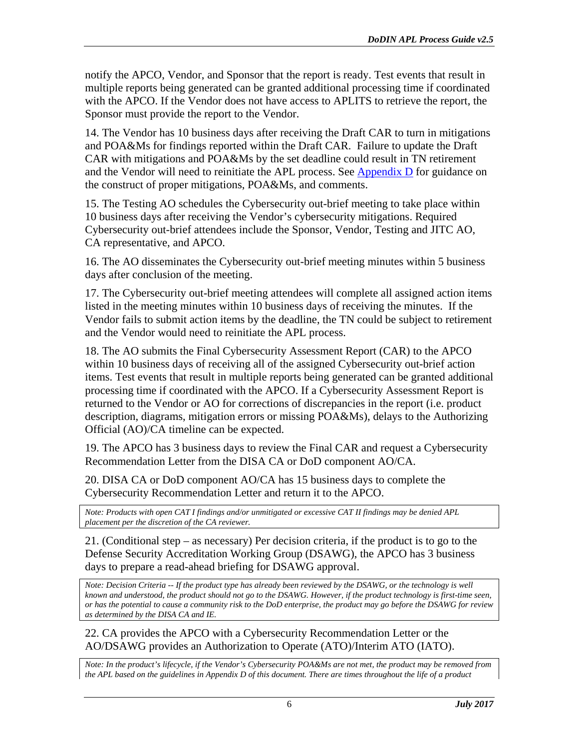notify the APCO, Vendor, and Sponsor that the report is ready. Test events that result in multiple reports being generated can be granted additional processing time if coordinated with the APCO. If the Vendor does not have access to APLITS to retrieve the report, the Sponsor must provide the report to the Vendor.

14. The Vendor has 10 business days after receiving the Draft CAR to turn in mitigations and POA&Ms for findings reported within the Draft CAR. Failure to update the Draft CAR with mitigations and POA&Ms by the set deadline could result in TN retirement and the Vendor will need to reinitiate the APL process. See Appendix D for guidance on the construct of proper mitigations, POA&Ms, and comments.

15. The Testing AO schedules the Cybersecurity out-brief meeting to take place within 10 business days after receiving the Vendor's cybersecurity mitigations. Required Cybersecurity out-brief attendees include the Sponsor, Vendor, Testing and JITC AO, CA representative, and APCO.

16. The AO disseminates the Cybersecurity out-brief meeting minutes within 5 business days after conclusion of the meeting.

17. The Cybersecurity out-brief meeting attendees will complete all assigned action items listed in the meeting minutes within 10 business days of receiving the minutes. If the Vendor fails to submit action items by the deadline, the TN could be subject to retirement and the Vendor would need to reinitiate the APL process.

18. The AO submits the Final Cybersecurity Assessment Report (CAR) to the APCO within 10 business days of receiving all of the assigned Cybersecurity out-brief action items. Test events that result in multiple reports being generated can be granted additional processing time if coordinated with the APCO. If a Cybersecurity Assessment Report is returned to the Vendor or AO for corrections of discrepancies in the report (i.e. product description, diagrams, mitigation errors or missing POA&Ms), delays to the Authorizing Official (AO)/CA timeline can be expected.

19. The APCO has 3 business days to review the Final CAR and request a Cybersecurity Recommendation Letter from the DISA CA or DoD component AO/CA.

20. DISA CA or DoD component AO/CA has 15 business days to complete the Cybersecurity Recommendation Letter and return it to the APCO.

*Note: Products with open CAT I findings and/or unmitigated or excessive CAT II findings may be denied APL placement per the discretion of the CA reviewer.*

21. (Conditional step – as necessary) Per decision criteria, if the product is to go to the Defense Security Accreditation Working Group (DSAWG), the APCO has 3 business days to prepare a read-ahead briefing for DSAWG approval.

*Note: Decision Criteria -- If the product type has already been reviewed by the DSAWG, or the technology is well known and understood, the product should not go to the DSAWG. However, if the product technology is first-time seen, or has the potential to cause a community risk to the DoD enterprise, the product may go before the DSAWG for review as determined by the DISA CA and IE.*

22. CA provides the APCO with a Cybersecurity Recommendation Letter or the AO/DSAWG provides an Authorization to Operate (ATO)/Interim ATO (IATO).

*Note: In the product's lifecycle, if the Vendor's Cybersecurity POA&Ms are not met, the product may be removed from the APL based on the guidelines in Appendix D of this document. There are times throughout the life of a product*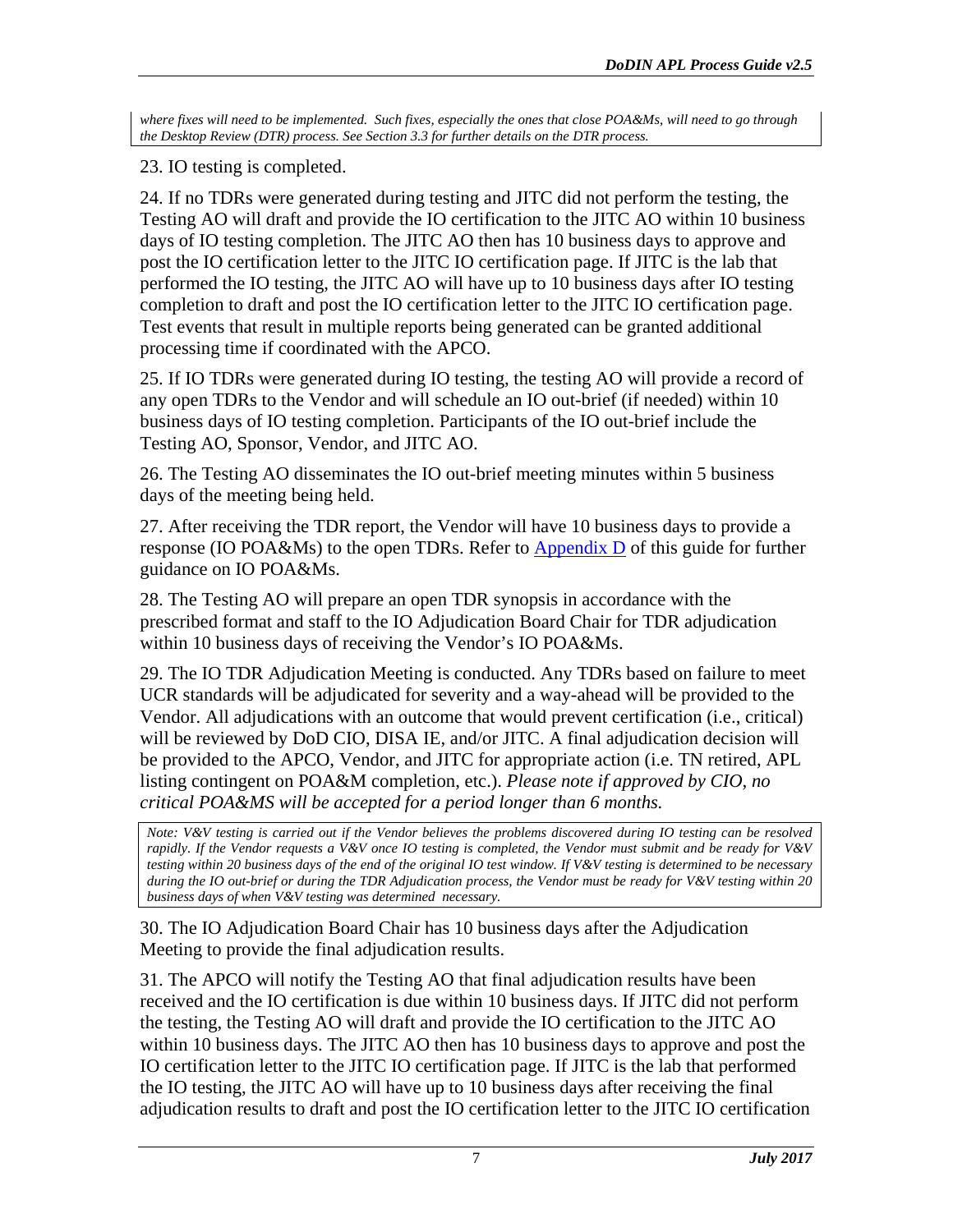*where fixes will need to be implemented. Such fixes, especially the ones that close POA&Ms, will need to go through the Desktop Review (DTR) process. See Section 3.3 for further details on the DTR process.*

23. IO testing is completed.

24. If no TDRs were generated during testing and JITC did not perform the testing, the Testing AO will draft and provide the IO certification to the JITC AO within 10 business days of IO testing completion. The JITC AO then has 10 business days to approve and post the IO certification letter to the JITC IO certification page. If JITC is the lab that performed the IO testing, the JITC AO will have up to 10 business days after IO testing completion to draft and post the IO certification letter to the JITC IO certification page. Test events that result in multiple reports being generated can be granted additional processing time if coordinated with the APCO.

25. If IO TDRs were generated during IO testing, the testing AO will provide a record of any open TDRs to the Vendor and will schedule an IO out-brief (if needed) within 10 business days of IO testing completion. Participants of the IO out-brief include the Testing AO, Sponsor, Vendor, and JITC AO.

26. The Testing AO disseminates the IO out-brief meeting minutes within 5 business days of the meeting being held.

27. After receiving the TDR report, the Vendor will have 10 business days to provide a response (IO POA&Ms) to the open TDRs. Refer to Appendix D of this guide for further guidance on IO POA&Ms.

28. The Testing AO will prepare an open TDR synopsis in accordance with the prescribed format and staff to the IO Adjudication Board Chair for TDR adjudication within 10 business days of receiving the Vendor's IO POA&Ms.

29. The IO TDR Adjudication Meeting is conducted. Any TDRs based on failure to meet UCR standards will be adjudicated for severity and a way-ahead will be provided to the Vendor. All adjudications with an outcome that would prevent certification (i.e., critical) will be reviewed by DoD CIO, DISA IE, and/or JITC. A final adjudication decision will be provided to the APCO, Vendor, and JITC for appropriate action (i.e. TN retired, APL listing contingent on POA&M completion, etc.). *Please note if approved by CIO, no critical POA&MS will be accepted for a period longer than 6 months.*

*Note: V&V testing is carried out if the Vendor believes the problems discovered during IO testing can be resolved rapidly. If the Vendor requests a V&V once IO testing is completed, the Vendor must submit and be ready for V&V testing within 20 business days of the end of the original IO test window. If V&V testing is determined to be necessary during the IO out-brief or during the TDR Adjudication process, the Vendor must be ready for V&V testing within 20 business days of when V&V testing was determined necessary.*

30. The IO Adjudication Board Chair has 10 business days after the Adjudication Meeting to provide the final adjudication results.

31. The APCO will notify the Testing AO that final adjudication results have been received and the IO certification is due within 10 business days. If JITC did not perform the testing, the Testing AO will draft and provide the IO certification to the JITC AO within 10 business days. The JITC AO then has 10 business days to approve and post the IO certification letter to the JITC IO certification page. If JITC is the lab that performed the IO testing, the JITC AO will have up to 10 business days after receiving the final adjudication results to draft and post the IO certification letter to the JITC IO certification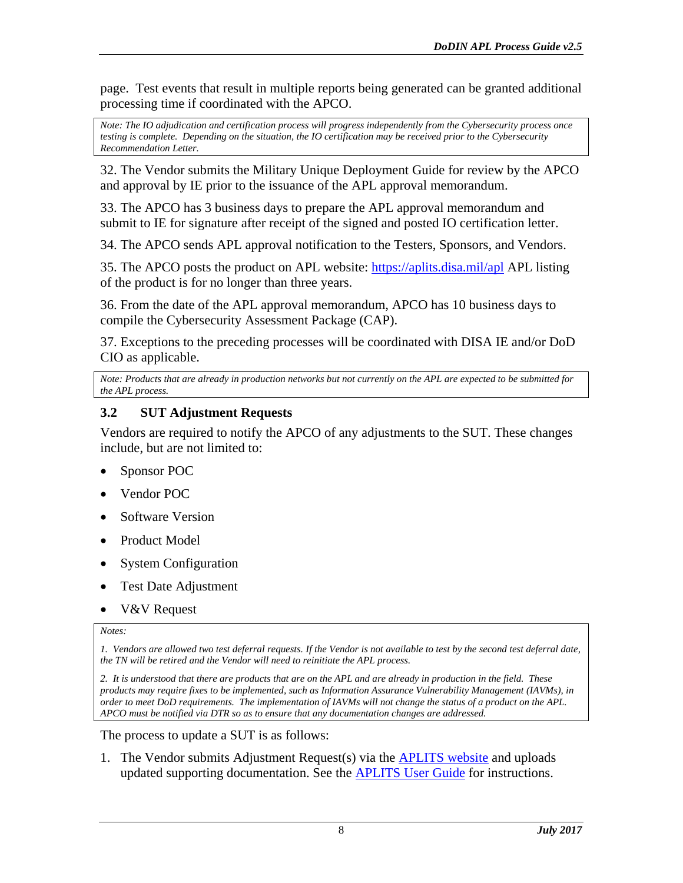page. Test events that result in multiple reports being generated can be granted additional processing time if coordinated with the APCO.

> *Note: The IO adjudication and certification process will progress independently from the Cybersecurity process once testing is complete. Depending on the situation, the IO certification may be received prior to the Cybersecurity Recommendation Letter.*

32. The Vendor submits the Military Unique Deployment Guide for review by the APCO and approval by IE prior to the issuance of the APL approval memorandum.

33. The APCO has 3 business days to prepare the APL approval memorandum and submit to IE for signature after receipt of the signed and posted IO certification letter.

34. The APCO sends APL approval notification to the Testers, Sponsors, and Vendors.

35. The APCO posts the product on APL website: [https://aplits.disa.mil/apl](https://aplits.disa.mil/apl) APL listing of the product is for no longer than three years.

36. From the date of the APL approval memorandum, APCO has 10 business days to compile the Cybersecurity Assessment Package (CAP).

37. Exceptions to the preceding processes will be coordinated with DISA IE and/or DoD CIO as applicable.

> *Note: Products that are already in production networks but not currently on the APL are expected to be submitted for the APL process.*

### 3.2 SUT Adjustment Requests

Vendors are required to notify the APCO of any adjustments to the SUT. These changes include, but are not limited to:

- Sponsor POC
- Vendor POC
- Software Version
- Product Model
- System Configuration
- Test Date Adjustment
- V&V Request

> *Notes:*
>
> *1. Vendors are allowed two test deferral requests. If the Vendor is not available to test by the second test deferral date, the TN will be retired and the Vendor will need to reinitiate the APL process.*
>
> *2. It is understood that there are products that are on the APL and are already in production in the field. These products may require fixes to be implemented, such as Information Assurance Vulnerability Management (IAVMs), in order to meet DoD requirements. The implementation of IAVMs will not change the status of a product on the APL. APCO must be notified via DTR so as to ensure that any documentation changes are addressed.*

The process to update a SUT is as follows:

1. The Vendor submits Adjustment Request(s) via the APLITS website and uploads updated supporting documentation. See the APLITS User Guide for instructions.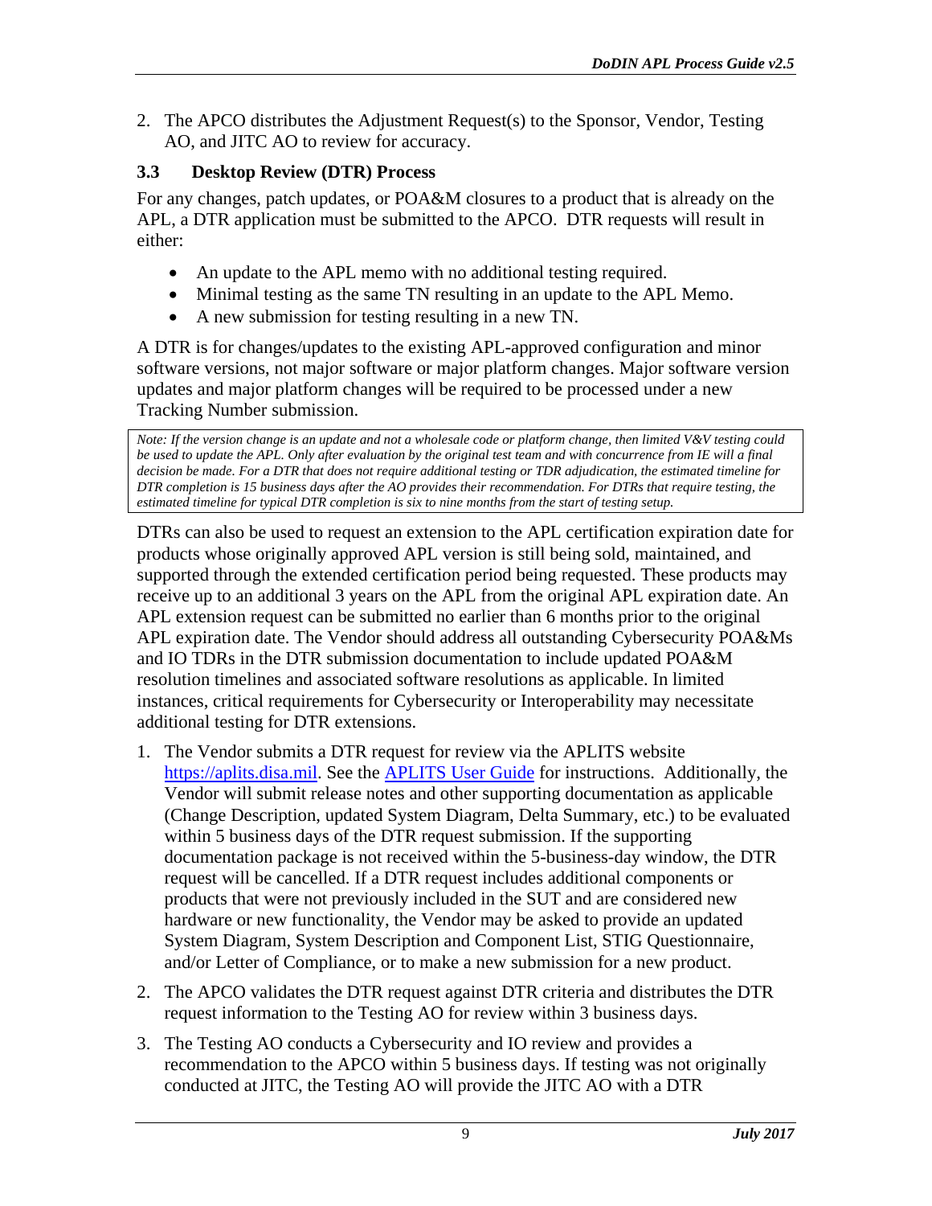2. The APCO distributes the Adjustment Request(s) to the Sponsor, Vendor, Testing AO, and JITC AO to review for accuracy.

### 3.3 Desktop Review (DTR) Process

For any changes, patch updates, or POA&M closures to a product that is already on the APL, a DTR application must be submitted to the APCO. DTR requests will result in either:

- An update to the APL memo with no additional testing required.
- Minimal testing as the same TN resulting in an update to the APL Memo.
- A new submission for testing resulting in a new TN.

A DTR is for changes/updates to the existing APL-approved configuration and minor software versions, not major software or major platform changes. Major software version updates and major platform changes will be required to be processed under a new Tracking Number submission.

*Note: If the version change is an update and not a wholesale code or platform change, then limited V&V testing could be used to update the APL. Only after evaluation by the original test team and with concurrence from IE will a final decision be made. For a DTR that does not require additional testing or TDR adjudication, the estimated timeline for DTR completion is 15 business days after the AO provides their recommendation. For DTRs that require testing, the estimated timeline for typical DTR completion is six to nine months from the start of testing setup.*

DTRs can also be used to request an extension to the APL certification expiration date for products whose originally approved APL version is still being sold, maintained, and supported through the extended certification period being requested. These products may receive up to an additional 3 years on the APL from the original APL expiration date. An APL extension request can be submitted no earlier than 6 months prior to the original APL expiration date. The Vendor should address all outstanding Cybersecurity POA&Ms and IO TDRs in the DTR submission documentation to include updated POA&M resolution timelines and associated software resolutions as applicable. In limited instances, critical requirements for Cybersecurity or Interoperability may necessitate additional testing for DTR extensions.

1. The Vendor submits a DTR request for review via the APLITS website [https://aplits.disa.mil](https://aplits.disa.mil). See the [APLITS User Guide]() for instructions. Additionally, the Vendor will submit release notes and other supporting documentation as applicable (Change Description, updated System Diagram, Delta Summary, etc.) to be evaluated within 5 business days of the DTR request submission. If the supporting documentation package is not received within the 5-business-day window, the DTR request will be cancelled. If a DTR request includes additional components or products that were not previously included in the SUT and are considered new hardware or new functionality, the Vendor may be asked to provide an updated System Diagram, System Description and Component List, STIG Questionnaire, and/or Letter of Compliance, or to make a new submission for a new product.

2. The APCO validates the DTR request against DTR criteria and distributes the DTR request information to the Testing AO for review within 3 business days.

3. The Testing AO conducts a Cybersecurity and IO review and provides a recommendation to the APCO within 5 business days. If testing was not originally conducted at JITC, the Testing AO will provide the JITC AO with a DTR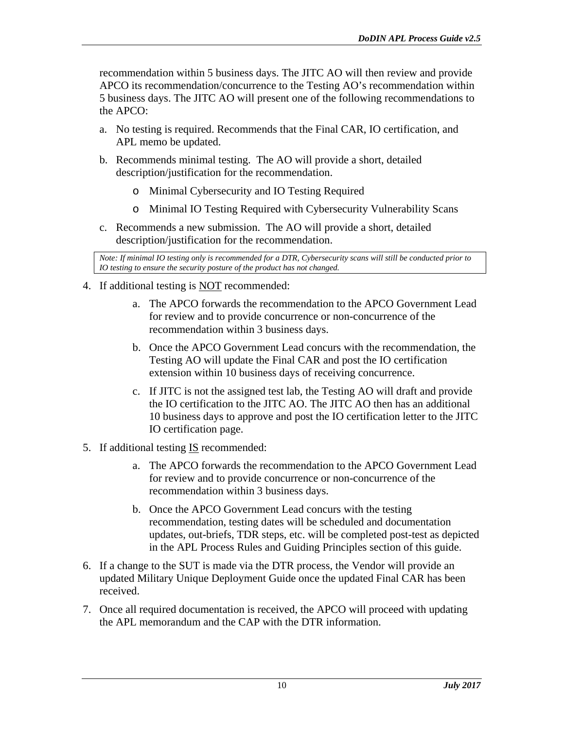recommendation within 5 business days. The JITC AO will then review and provide APCO its recommendation/concurrence to the Testing AO's recommendation within 5 business days. The JITC AO will present one of the following recommendations to the APCO:

a. No testing is required. Recommends that the Final CAR, IO certification, and APL memo be updated.

b. Recommends minimal testing. The AO will provide a short, detailed description/justification for the recommendation.

   - Minimal Cybersecurity and IO Testing Required
   - Minimal IO Testing Required with Cybersecurity Vulnerability Scans

c. Recommends a new submission. The AO will provide a short, detailed description/justification for the recommendation.

*Note: If minimal IO testing only is recommended for a DTR, Cybersecurity scans will still be conducted prior to IO testing to ensure the security posture of the product has not changed.*

4. If additional testing is NOT recommended:

   a. The APCO forwards the recommendation to the APCO Government Lead for review and to provide concurrence or non-concurrence of the recommendation within 3 business days.

   b. Once the APCO Government Lead concurs with the recommendation, the Testing AO will update the Final CAR and post the IO certification extension within 10 business days of receiving concurrence.

   c. If JITC is not the assigned test lab, the Testing AO will draft and provide the IO certification to the JITC AO. The JITC AO then has an additional 10 business days to approve and post the IO certification letter to the JITC IO certification page.

5. If additional testing IS recommended:

   a. The APCO forwards the recommendation to the APCO Government Lead for review and to provide concurrence or non-concurrence of the recommendation within 3 business days.

   b. Once the APCO Government Lead concurs with the testing recommendation, testing dates will be scheduled and documentation updates, out-briefs, TDR steps, etc. will be completed post-test as depicted in the APL Process Rules and Guiding Principles section of this guide.

6. If a change to the SUT is made via the DTR process, the Vendor will provide an updated Military Unique Deployment Guide once the updated Final CAR has been received.

7. Once all required documentation is received, the APCO will proceed with updating the APL memorandum and the CAP with the DTR information.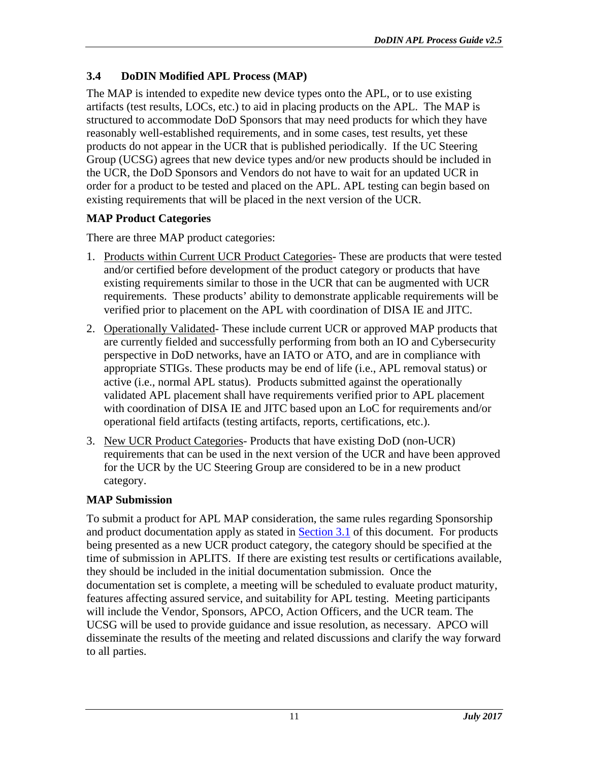### 3.4 DoDIN Modified APL Process (MAP)

The MAP is intended to expedite new device types onto the APL, or to use existing artifacts (test results, LOCs, etc.) to aid in placing products on the APL. The MAP is structured to accommodate DoD Sponsors that may need products for which they have reasonably well-established requirements, and in some cases, test results, yet these products do not appear in the UCR that is published periodically. If the UC Steering Group (UCSG) agrees that new device types and/or new products should be included in the UCR, the DoD Sponsors and Vendors do not have to wait for an updated UCR in order for a product to be tested and placed on the APL. APL testing can begin based on existing requirements that will be placed in the next version of the UCR.

**MAP Product Categories**

There are three MAP product categories:

1. Products within Current UCR Product Categories- These are products that were tested and/or certified before development of the product category or products that have existing requirements similar to those in the UCR that can be augmented with UCR requirements. These products' ability to demonstrate applicable requirements will be verified prior to placement on the APL with coordination of DISA IE and JITC.
2. Operationally Validated- These include current UCR or approved MAP products that are currently fielded and successfully performing from both an IO and Cybersecurity perspective in DoD networks, have an IATO or ATO, and are in compliance with appropriate STIGs. These products may be end of life (i.e., APL removal status) or active (i.e., normal APL status). Products submitted against the operationally validated APL placement shall have requirements verified prior to APL placement with coordination of DISA IE and JITC based upon an LoC for requirements and/or operational field artifacts (testing artifacts, reports, certifications, etc.).
3. New UCR Product Categories- Products that have existing DoD (non-UCR) requirements that can be used in the next version of the UCR and have been approved for the UCR by the UC Steering Group are considered to be in a new product category.

**MAP Submission**

To submit a product for APL MAP consideration, the same rules regarding Sponsorship and product documentation apply as stated in Section 3.1 of this document. For products being presented as a new UCR product category, the category should be specified at the time of submission in APLITS. If there are existing test results or certifications available, they should be included in the initial documentation submission. Once the documentation set is complete, a meeting will be scheduled to evaluate product maturity, features affecting assured service, and suitability for APL testing. Meeting participants will include the Vendor, Sponsors, APCO, Action Officers, and the UCR team. The UCSG will be used to provide guidance and issue resolution, as necessary. APCO will disseminate the results of the meeting and related discussions and clarify the way forward to all parties.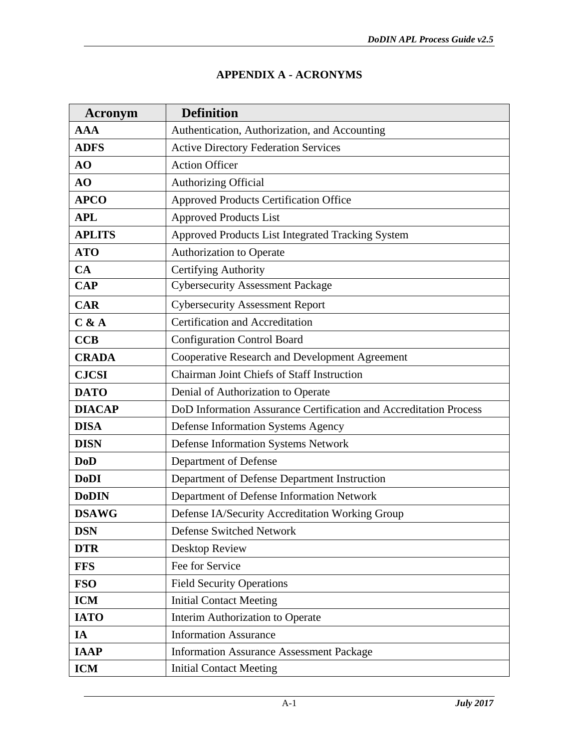# APPENDIX A - ACRONYMS

| Acronym | Definition |
|---|---|
| **AAA** | Authentication, Authorization, and Accounting |
| **ADFS** | Active Directory Federation Services |
| **AO** | Action Officer |
| **AO** | Authorizing Official |
| **APCO** | Approved Products Certification Office |
| **APL** | Approved Products List |
| **APLITS** | Approved Products List Integrated Tracking System |
| **ATO** | Authorization to Operate |
| **CA** | Certifying Authority |
| **CAP** | Cybersecurity Assessment Package |
| **CAR** | Cybersecurity Assessment Report |
| **C & A** | Certification and Accreditation |
| **CCB** | Configuration Control Board |
| **CRADA** | Cooperative Research and Development Agreement |
| **CJCSI** | Chairman Joint Chiefs of Staff Instruction |
| **DATO** | Denial of Authorization to Operate |
| **DIACAP** | DoD Information Assurance Certification and Accreditation Process |
| **DISA** | Defense Information Systems Agency |
| **DISN** | Defense Information Systems Network |
| **DoD** | Department of Defense |
| **DoDI** | Department of Defense Department Instruction |
| **DoDIN** | Department of Defense Information Network |
| **DSAWG** | Defense IA/Security Accreditation Working Group |
| **DSN** | Defense Switched Network |
| **DTR** | Desktop Review |
| **FFS** | Fee for Service |
| **FSO** | Field Security Operations |
| **ICM** | Initial Contact Meeting |
| **IATO** | Interim Authorization to Operate |
| **IA** | Information Assurance |
| **IAAP** | Information Assurance Assessment Package |
| **ICM** | Initial Contact Meeting |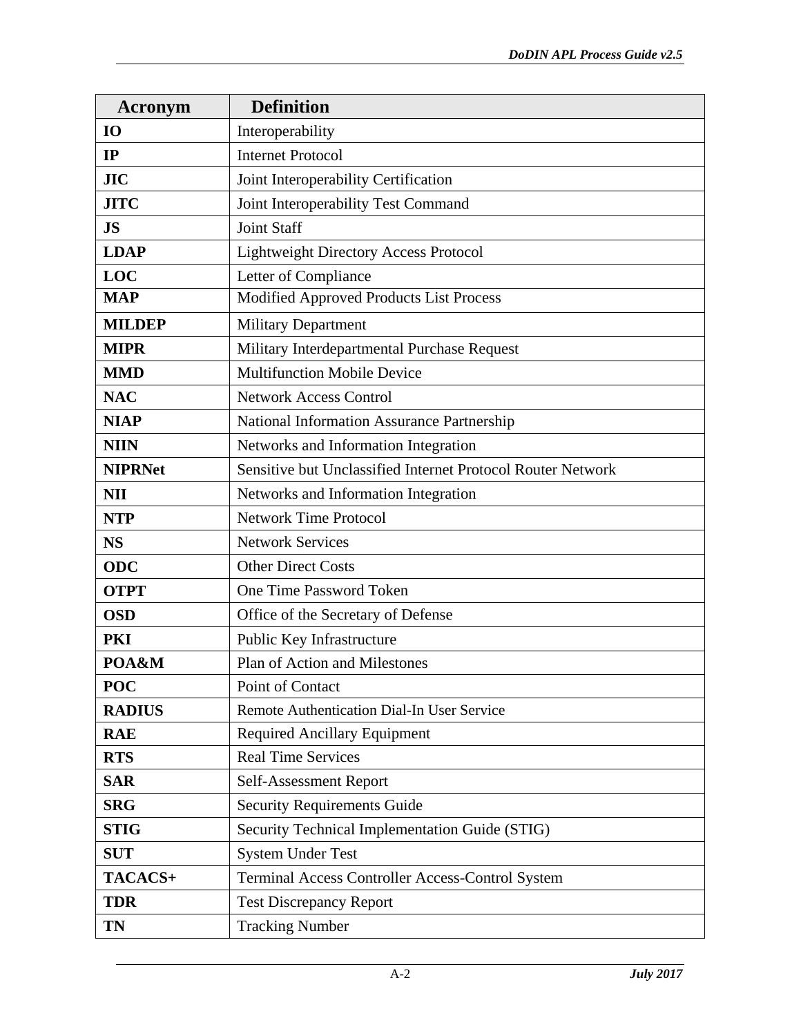| Acronym | Definition |
|---|---|
| **IO** | Interoperability |
| **IP** | Internet Protocol |
| **JIC** | Joint Interoperability Certification |
| **JITC** | Joint Interoperability Test Command |
| **JS** | Joint Staff |
| **LDAP** | Lightweight Directory Access Protocol |
| **LOC** | Letter of Compliance |
| **MAP** | Modified Approved Products List Process |
| **MILDEP** | Military Department |
| **MIPR** | Military Interdepartmental Purchase Request |
| **MMD** | Multifunction Mobile Device |
| **NAC** | Network Access Control |
| **NIAP** | National Information Assurance Partnership |
| **NIIN** | Networks and Information Integration |
| **NIPRNet** | Sensitive but Unclassified Internet Protocol Router Network |
| **NII** | Networks and Information Integration |
| **NTP** | Network Time Protocol |
| **NS** | Network Services |
| **ODC** | Other Direct Costs |
| **OTPT** | One Time Password Token |
| **OSD** | Office of the Secretary of Defense |
| **PKI** | Public Key Infrastructure |
| **POA&M** | Plan of Action and Milestones |
| **POC** | Point of Contact |
| **RADIUS** | Remote Authentication Dial-In User Service |
| **RAE** | Required Ancillary Equipment |
| **RTS** | Real Time Services |
| **SAR** | Self-Assessment Report |
| **SRG** | Security Requirements Guide |
| **STIG** | Security Technical Implementation Guide (STIG) |
| **SUT** | System Under Test |
| **TACACS+** | Terminal Access Controller Access-Control System |
| **TDR** | Test Discrepancy Report |
| **TN** | Tracking Number |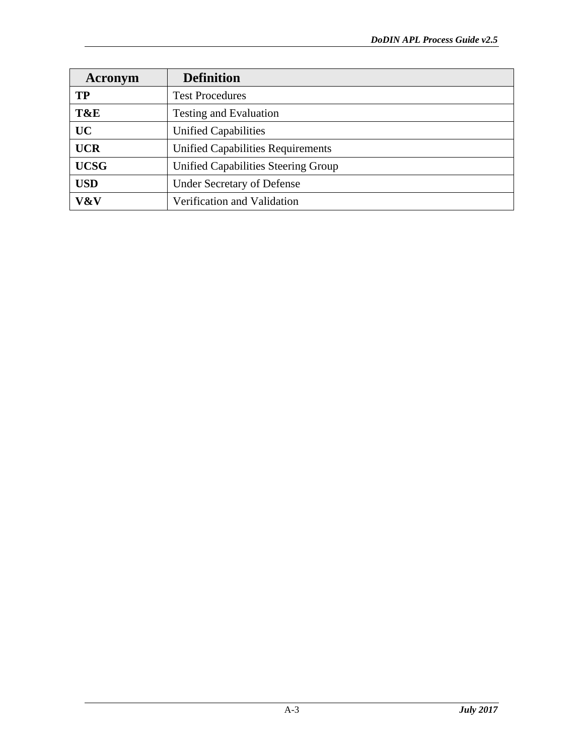| Acronym | Definition |
| --- | --- |
| **TP** | Test Procedures |
| **T&E** | Testing and Evaluation |
| **UC** | Unified Capabilities |
| **UCR** | Unified Capabilities Requirements |
| **UCSG** | Unified Capabilities Steering Group |
| **USD** | Under Secretary of Defense |
| **V&V** | Verification and Validation |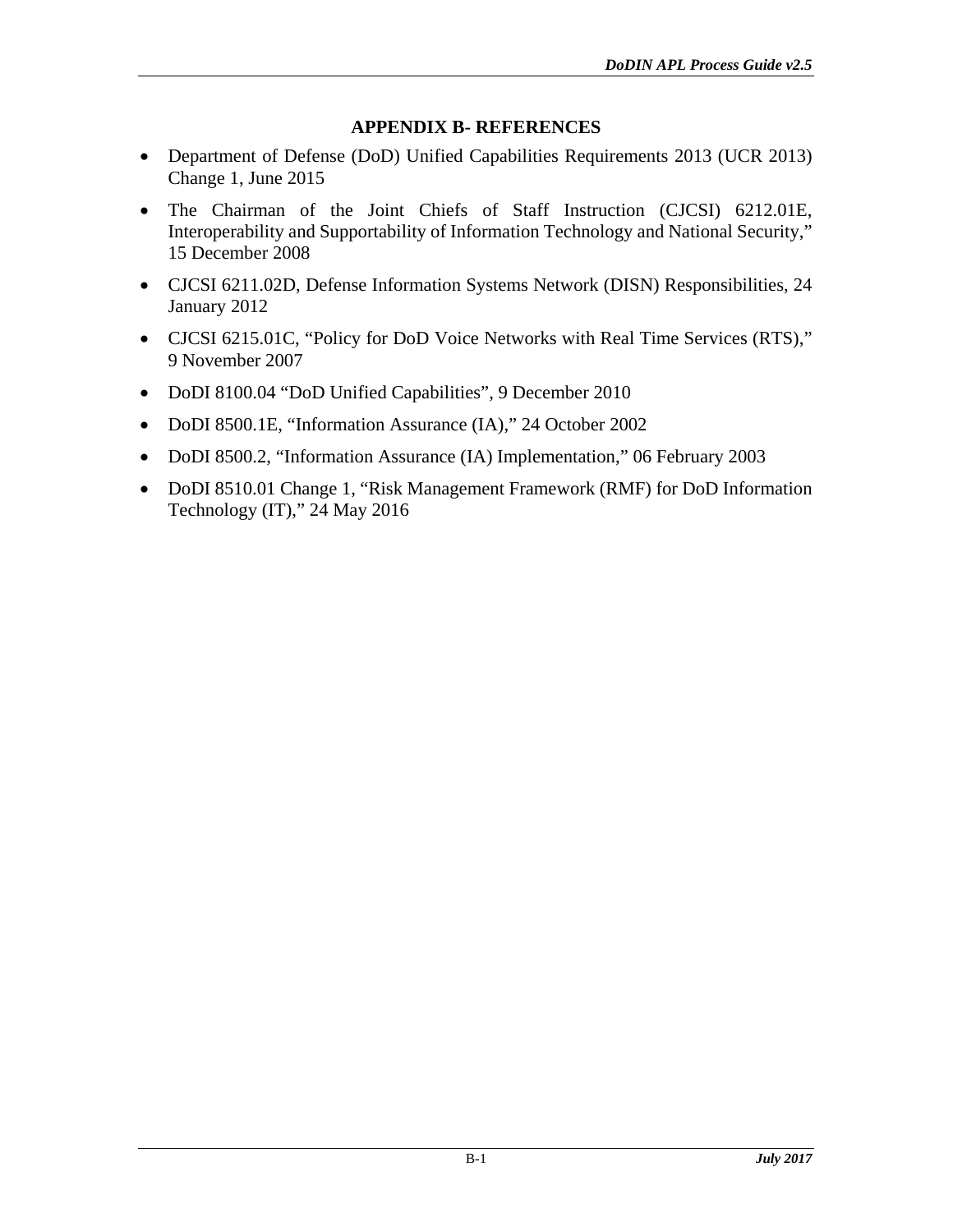## APPENDIX B- REFERENCES

- Department of Defense (DoD) Unified Capabilities Requirements 2013 (UCR 2013) Change 1, June 2015
- The Chairman of the Joint Chiefs of Staff Instruction (CJCSI) 6212.01E, Interoperability and Supportability of Information Technology and National Security," 15 December 2008
- CJCSI 6211.02D, Defense Information Systems Network (DISN) Responsibilities, 24 January 2012
- CJCSI 6215.01C, "Policy for DoD Voice Networks with Real Time Services (RTS)," 9 November 2007
- DoDI 8100.04 "DoD Unified Capabilities", 9 December 2010
- DoDI 8500.1E, "Information Assurance (IA)," 24 October 2002
- DoDI 8500.2, "Information Assurance (IA) Implementation," 06 February 2003
- DoDI 8510.01 Change 1, "Risk Management Framework (RMF) for DoD Information Technology (IT)," 24 May 2016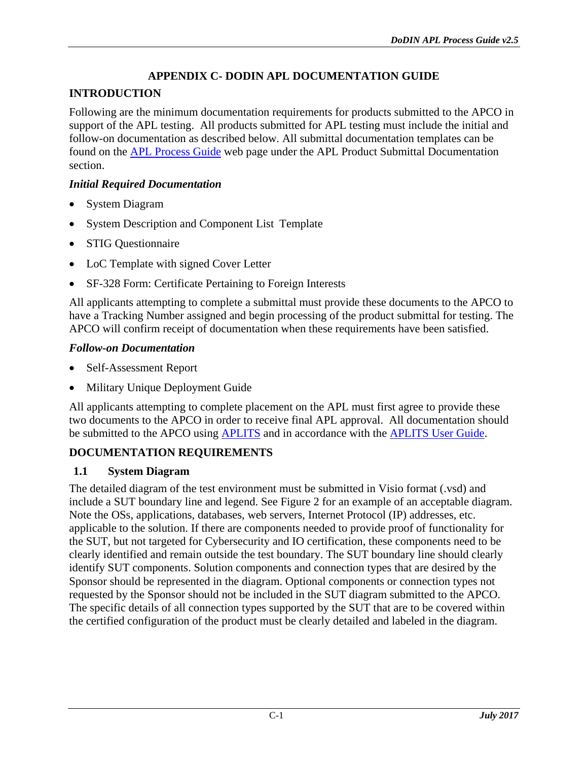# APPENDIX C- DODIN APL DOCUMENTATION GUIDE

## INTRODUCTION

Following are the minimum documentation requirements for products submitted to the APCO in support of the APL testing. All products submitted for APL testing must include the initial and follow-on documentation as described below. All submittal documentation templates can be found on the APL Process Guide web page under the APL Product Submittal Documentation section.

### *Initial Required Documentation*

- System Diagram
- System Description and Component List Template
- STIG Questionnaire
- LoC Template with signed Cover Letter
- SF-328 Form: Certificate Pertaining to Foreign Interests

All applicants attempting to complete a submittal must provide these documents to the APCO to have a Tracking Number assigned and begin processing of the product submittal for testing. The APCO will confirm receipt of documentation when these requirements have been satisfied.

### *Follow-on Documentation*

- Self-Assessment Report
- Military Unique Deployment Guide

All applicants attempting to complete placement on the APL must first agree to provide these two documents to the APCO in order to receive final APL approval. All documentation should be submitted to the APCO using APLITS and in accordance with the APLITS User Guide.

## DOCUMENTATION REQUIREMENTS

### 1.1 System Diagram

The detailed diagram of the test environment must be submitted in Visio format (.vsd) and include a SUT boundary line and legend. See Figure 2 for an example of an acceptable diagram. Note the OSs, applications, databases, web servers, Internet Protocol (IP) addresses, etc. applicable to the solution. If there are components needed to provide proof of functionality for the SUT, but not targeted for Cybersecurity and IO certification, these components need to be clearly identified and remain outside the test boundary. The SUT boundary line should clearly identify SUT components. Solution components and connection types that are desired by the Sponsor should be represented in the diagram. Optional components or connection types not requested by the Sponsor should not be included in the SUT diagram submitted to the APCO. The specific details of all connection types supported by the SUT that are to be covered within the certified configuration of the product must be clearly detailed and labeled in the diagram.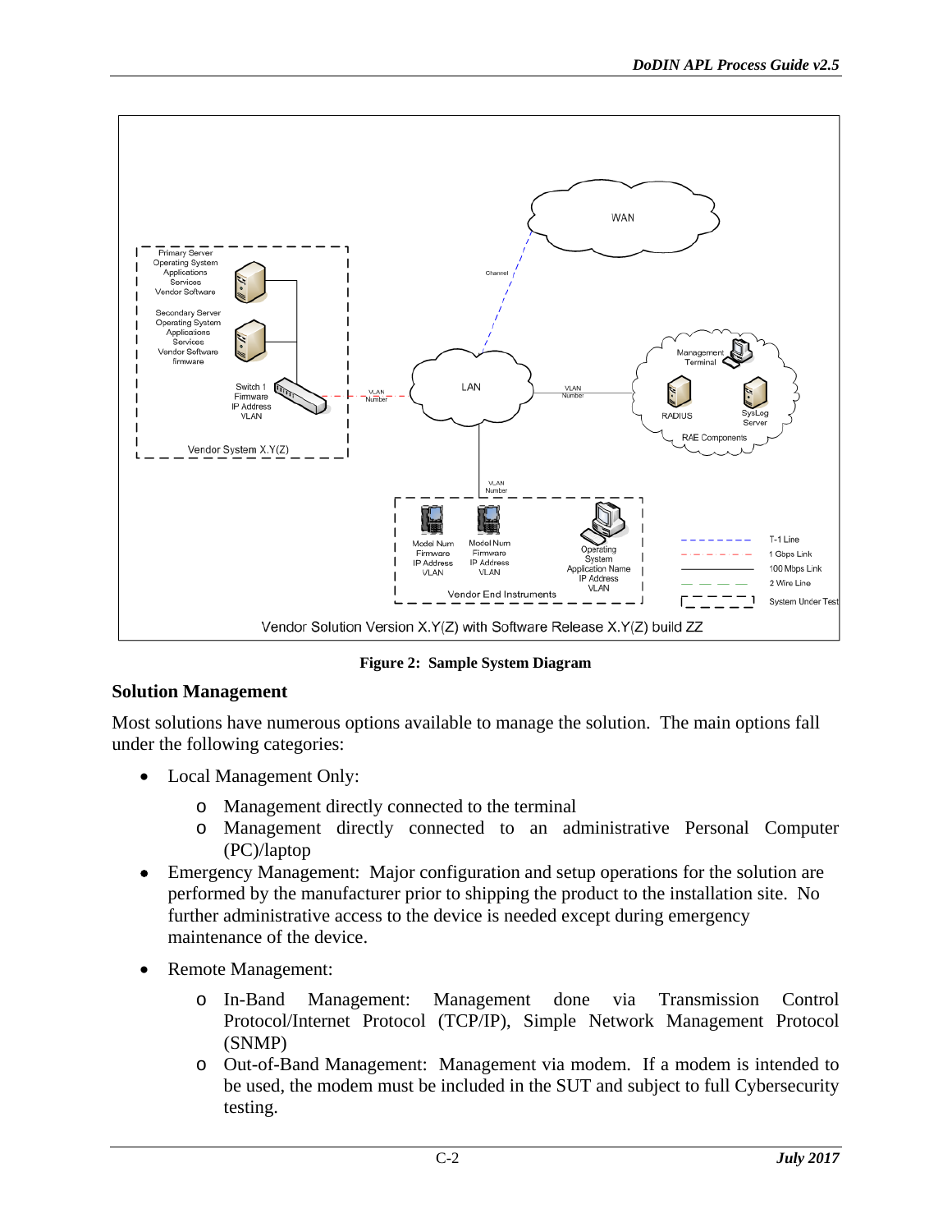**Figure 2: Sample System Diagram**

## Solution Management

Most solutions have numerous options available to manage the solution. The main options fall under the following categories:

- Local Management Only:
  - Management directly connected to the terminal
  - Management directly connected to an administrative Personal Computer (PC)/laptop
- Emergency Management: Major configuration and setup operations for the solution are performed by the manufacturer prior to shipping the product to the installation site. No further administrative access to the device is needed except during emergency maintenance of the device.
- Remote Management:
  - In-Band Management: Management done via Transmission Control Protocol/Internet Protocol (TCP/IP), Simple Network Management Protocol (SNMP)
  - Out-of-Band Management: Management via modem. If a modem is intended to be used, the modem must be included in the SUT and subject to full Cybersecurity testing.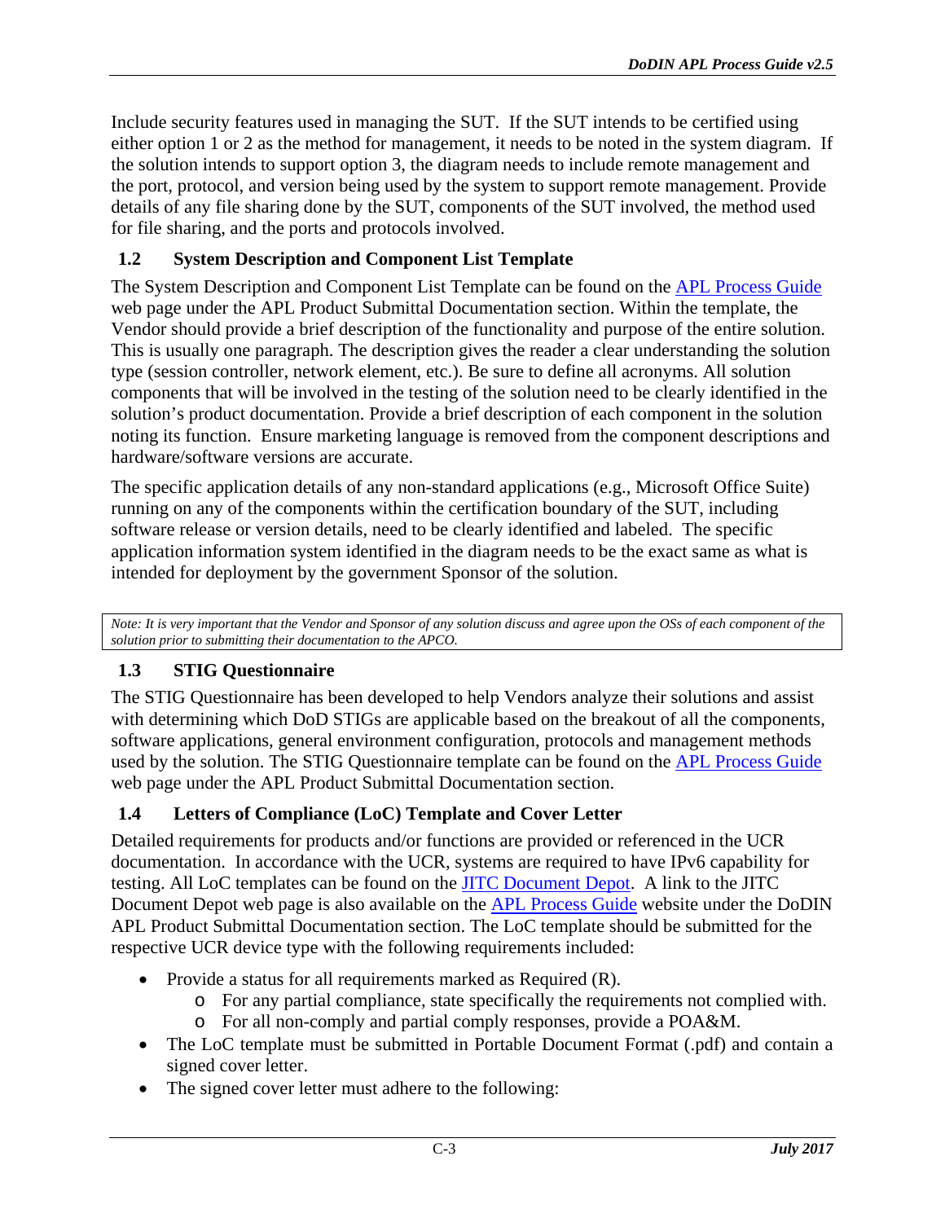Include security features used in managing the SUT. If the SUT intends to be certified using either option 1 or 2 as the method for management, it needs to be noted in the system diagram. If the solution intends to support option 3, the diagram needs to include remote management and the port, protocol, and version being used by the system to support remote management. Provide details of any file sharing done by the SUT, components of the SUT involved, the method used for file sharing, and the ports and protocols involved.

### 1.2 System Description and Component List Template

The System Description and Component List Template can be found on the [APL Process Guide]() web page under the APL Product Submittal Documentation section. Within the template, the Vendor should provide a brief description of the functionality and purpose of the entire solution. This is usually one paragraph. The description gives the reader a clear understanding the solution type (session controller, network element, etc.). Be sure to define all acronyms. All solution components that will be involved in the testing of the solution need to be clearly identified in the solution's product documentation. Provide a brief description of each component in the solution noting its function. Ensure marketing language is removed from the component descriptions and hardware/software versions are accurate.

The specific application details of any non-standard applications (e.g., Microsoft Office Suite) running on any of the components within the certification boundary of the SUT, including software release or version details, need to be clearly identified and labeled. The specific application information system identified in the diagram needs to be the exact same as what is intended for deployment by the government Sponsor of the solution.

*Note: It is very important that the Vendor and Sponsor of any solution discuss and agree upon the OSs of each component of the solution prior to submitting their documentation to the APCO.*

### 1.3 STIG Questionnaire

The STIG Questionnaire has been developed to help Vendors analyze their solutions and assist with determining which DoD STIGs are applicable based on the breakout of all the components, software applications, general environment configuration, protocols and management methods used by the solution. The STIG Questionnaire template can be found on the [APL Process Guide]() web page under the APL Product Submittal Documentation section.

### 1.4 Letters of Compliance (LoC) Template and Cover Letter

Detailed requirements for products and/or functions are provided or referenced in the UCR documentation. In accordance with the UCR, systems are required to have IPv6 capability for testing. All LoC templates can be found on the [JITC Document Depot](). A link to the JITC Document Depot web page is also available on the [APL Process Guide]() website under the DoDIN APL Product Submittal Documentation section. The LoC template should be submitted for the respective UCR device type with the following requirements included:

- Provide a status for all requirements marked as Required (R).
  - For any partial compliance, state specifically the requirements not complied with.
  - For all non-comply and partial comply responses, provide a POA&M.
- The LoC template must be submitted in Portable Document Format (.pdf) and contain a signed cover letter.
- The signed cover letter must adhere to the following: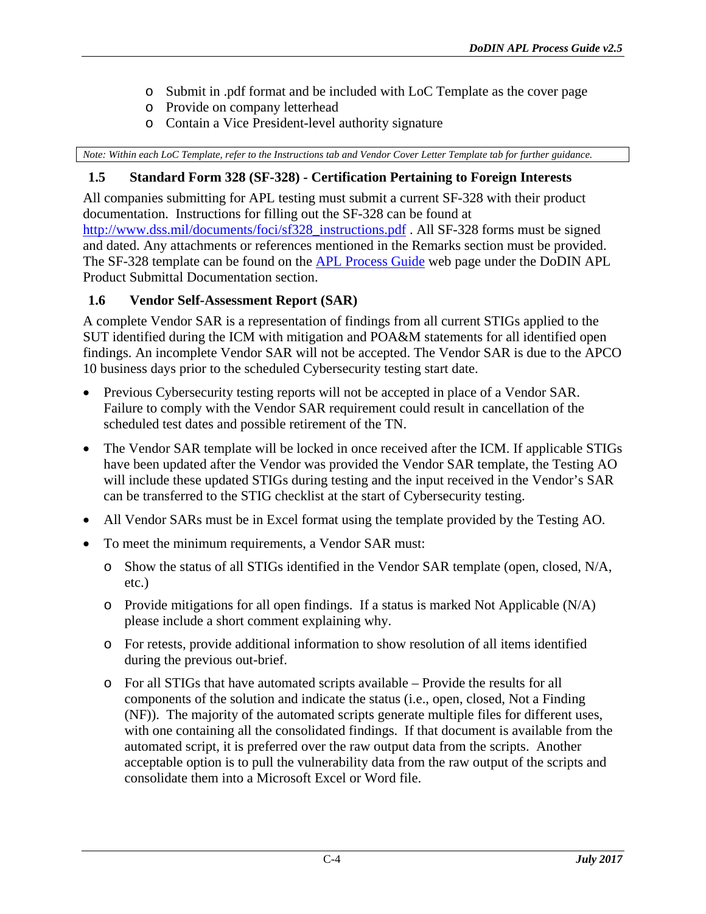- Submit in .pdf format and be included with LoC Template as the cover page
- Provide on company letterhead
- Contain a Vice President-level authority signature

*Note: Within each LoC Template, refer to the Instructions tab and Vendor Cover Letter Template tab for further guidance.*

### 1.5 Standard Form 328 (SF-328) - Certification Pertaining to Foreign Interests

All companies submitting for APL testing must submit a current SF-328 with their product documentation. Instructions for filling out the SF-328 can be found at [http://www.dss.mil/documents/foci/sf328_instructions.pdf](http://www.dss.mil/documents/foci/sf328_instructions.pdf) . All SF-328 forms must be signed and dated. Any attachments or references mentioned in the Remarks section must be provided. The SF-328 template can be found on the [APL Process Guide](#) web page under the DoDIN APL Product Submittal Documentation section.

### 1.6 Vendor Self-Assessment Report (SAR)

A complete Vendor SAR is a representation of findings from all current STIGs applied to the SUT identified during the ICM with mitigation and POA&M statements for all identified open findings. An incomplete Vendor SAR will not be accepted. The Vendor SAR is due to the APCO 10 business days prior to the scheduled Cybersecurity testing start date.

- Previous Cybersecurity testing reports will not be accepted in place of a Vendor SAR. Failure to comply with the Vendor SAR requirement could result in cancellation of the scheduled test dates and possible retirement of the TN.
- The Vendor SAR template will be locked in once received after the ICM. If applicable STIGs have been updated after the Vendor was provided the Vendor SAR template, the Testing AO will include these updated STIGs during testing and the input received in the Vendor's SAR can be transferred to the STIG checklist at the start of Cybersecurity testing.
- All Vendor SARs must be in Excel format using the template provided by the Testing AO.
- To meet the minimum requirements, a Vendor SAR must:
  - Show the status of all STIGs identified in the Vendor SAR template (open, closed, N/A, etc.)
  - Provide mitigations for all open findings. If a status is marked Not Applicable (N/A) please include a short comment explaining why.
  - For retests, provide additional information to show resolution of all items identified during the previous out-brief.
  - For all STIGs that have automated scripts available – Provide the results for all components of the solution and indicate the status (i.e., open, closed, Not a Finding (NF)). The majority of the automated scripts generate multiple files for different uses, with one containing all the consolidated findings. If that document is available from the automated script, it is preferred over the raw output data from the scripts. Another acceptable option is to pull the vulnerability data from the raw output of the scripts and consolidate them into a Microsoft Excel or Word file.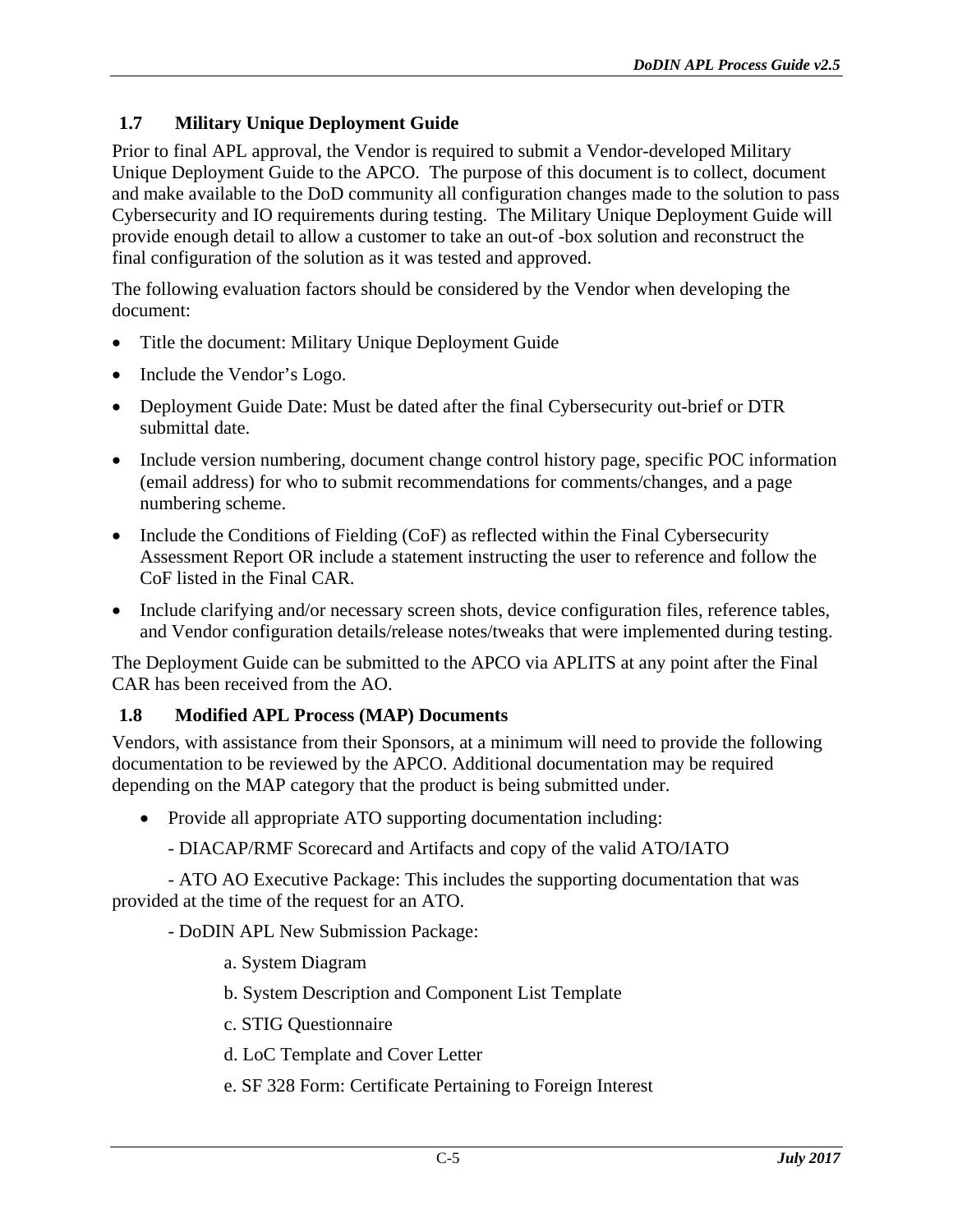## 1.7 Military Unique Deployment Guide

Prior to final APL approval, the Vendor is required to submit a Vendor-developed Military Unique Deployment Guide to the APCO. The purpose of this document is to collect, document and make available to the DoD community all configuration changes made to the solution to pass Cybersecurity and IO requirements during testing. The Military Unique Deployment Guide will provide enough detail to allow a customer to take an out-of -box solution and reconstruct the final configuration of the solution as it was tested and approved.

The following evaluation factors should be considered by the Vendor when developing the document:

- Title the document: Military Unique Deployment Guide
- Include the Vendor's Logo.
- Deployment Guide Date: Must be dated after the final Cybersecurity out-brief or DTR submittal date.
- Include version numbering, document change control history page, specific POC information (email address) for who to submit recommendations for comments/changes, and a page numbering scheme.
- Include the Conditions of Fielding (CoF) as reflected within the Final Cybersecurity Assessment Report OR include a statement instructing the user to reference and follow the CoF listed in the Final CAR.
- Include clarifying and/or necessary screen shots, device configuration files, reference tables, and Vendor configuration details/release notes/tweaks that were implemented during testing.

The Deployment Guide can be submitted to the APCO via APLITS at any point after the Final CAR has been received from the AO.

## 1.8 Modified APL Process (MAP) Documents

Vendors, with assistance from their Sponsors, at a minimum will need to provide the following documentation to be reviewed by the APCO. Additional documentation may be required depending on the MAP category that the product is being submitted under.

- Provide all appropriate ATO supporting documentation including:

  - DIACAP/RMF Scorecard and Artifacts and copy of the valid ATO/IATO

  - ATO AO Executive Package: This includes the supporting documentation that was provided at the time of the request for an ATO.

  - DoDIN APL New Submission Package:

    a. System Diagram

    b. System Description and Component List Template

    c. STIG Questionnaire

    d. LoC Template and Cover Letter

    e. SF 328 Form: Certificate Pertaining to Foreign Interest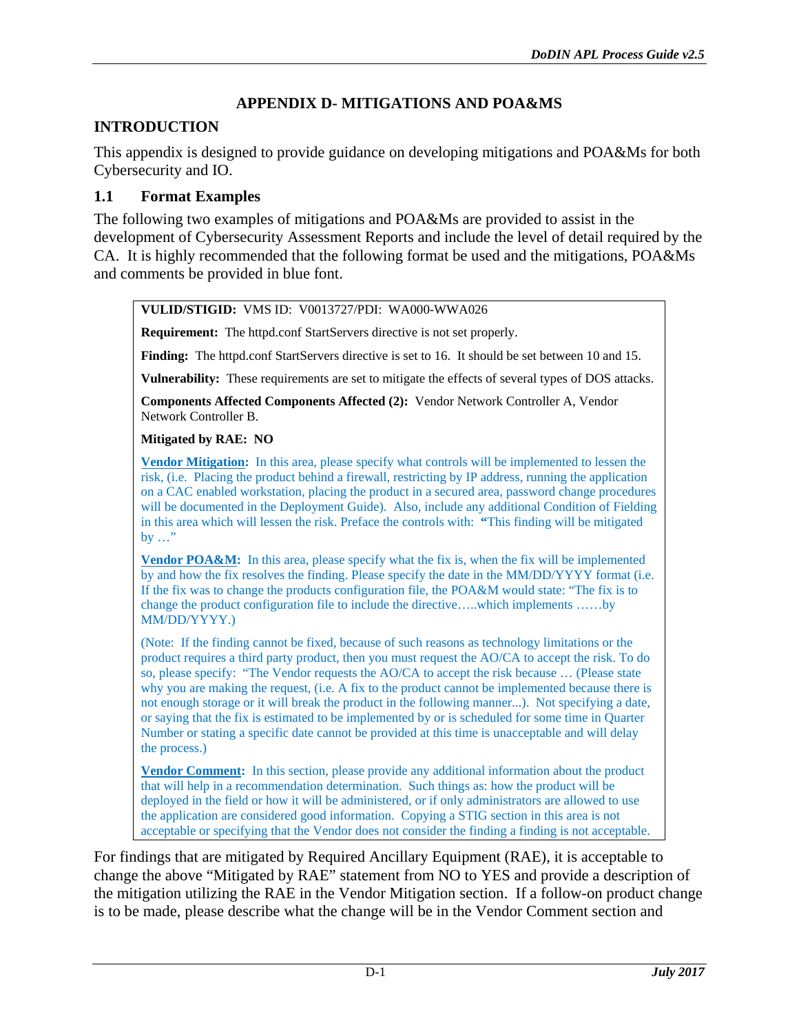# APPENDIX D- MITIGATIONS AND POA&MS

## INTRODUCTION

This appendix is designed to provide guidance on developing mitigations and POA&Ms for both Cybersecurity and IO.

### 1.1 Format Examples

The following two examples of mitigations and POA&Ms are provided to assist in the development of Cybersecurity Assessment Reports and include the level of detail required by the CA. It is highly recommended that the following format be used and the mitigations, POA&Ms and comments be provided in blue font.

> **VULID/STIGID:** VMS ID: V0013727/PDI: WA000-WWA026
>
> **Requirement:** The httpd.conf StartServers directive is not set properly.
>
> **Finding:** The httpd.conf StartServers directive is set to 16. It should be set between 10 and 15.
>
> **Vulnerability:** These requirements are set to mitigate the effects of several types of DOS attacks.
>
> **Components Affected Components Affected (2):** Vendor Network Controller A, Vendor Network Controller B.
>
> **Mitigated by RAE: NO**
>
> **Vendor Mitigation:** In this area, please specify what controls will be implemented to lessen the risk, (i.e. Placing the product behind a firewall, restricting by IP address, running the application on a CAC enabled workstation, placing the product in a secured area, password change procedures will be documented in the Deployment Guide). Also, include any additional Condition of Fielding in this area which will lessen the risk. Preface the controls with: **"**This finding will be mitigated by …"
>
> **Vendor POA&M:** In this area, please specify what the fix is, when the fix will be implemented by and how the fix resolves the finding. Please specify the date in the MM/DD/YYYY format (i.e. If the fix was to change the products configuration file, the POA&M would state: "The fix is to change the product configuration file to include the directive…..which implements ……by MM/DD/YYYY.)
>
> (Note: If the finding cannot be fixed, because of such reasons as technology limitations or the product requires a third party product, then you must request the AO/CA to accept the risk. To do so, please specify: "The Vendor requests the AO/CA to accept the risk because … (Please state why you are making the request, (i.e. A fix to the product cannot be implemented because there is not enough storage or it will break the product in the following manner...). Not specifying a date, or saying that the fix is estimated to be implemented by or is scheduled for some time in Quarter Number or stating a specific date cannot be provided at this time is unacceptable and will delay the process.)
>
> **Vendor Comment:** In this section, please provide any additional information about the product that will help in a recommendation determination. Such things as: how the product will be deployed in the field or how it will be administered, or if only administrators are allowed to use the application are considered good information. Copying a STIG section in this area is not acceptable or specifying that the Vendor does not consider the finding a finding is not acceptable.

For findings that are mitigated by Required Ancillary Equipment (RAE), it is acceptable to change the above "Mitigated by RAE" statement from NO to YES and provide a description of the mitigation utilizing the RAE in the Vendor Mitigation section. If a follow-on product change is to be made, please describe what the change will be in the Vendor Comment section and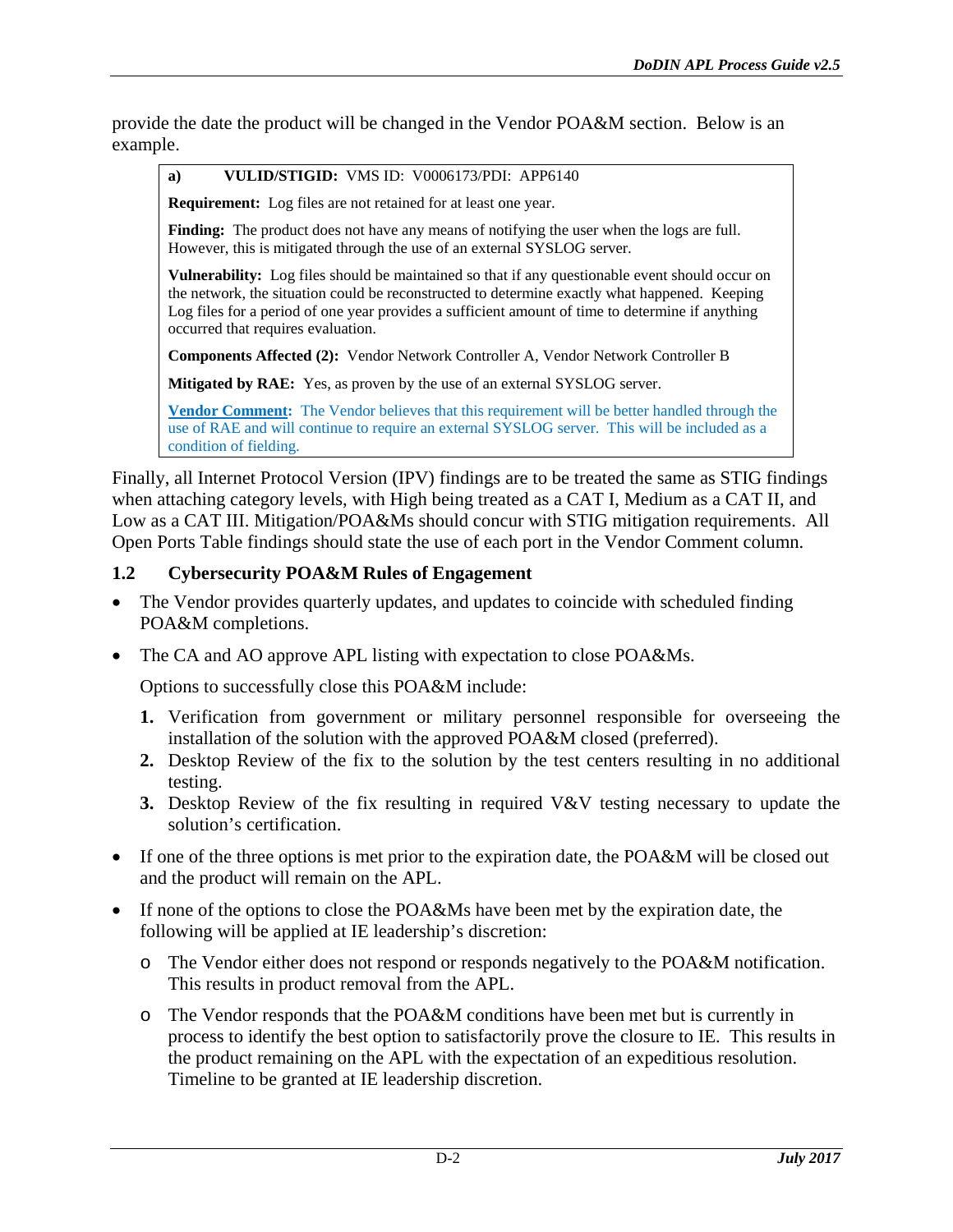provide the date the product will be changed in the Vendor POA&M section. Below is an example.

> **a) VULID/STIGID:** VMS ID: V0006173/PDI: APP6140
>
> **Requirement:** Log files are not retained for at least one year.
>
> **Finding:** The product does not have any means of notifying the user when the logs are full. However, this is mitigated through the use of an external SYSLOG server.
>
> **Vulnerability:** Log files should be maintained so that if any questionable event should occur on the network, the situation could be reconstructed to determine exactly what happened. Keeping Log files for a period of one year provides a sufficient amount of time to determine if anything occurred that requires evaluation.
>
> **Components Affected (2):** Vendor Network Controller A, Vendor Network Controller B
>
> **Mitigated by RAE:** Yes, as proven by the use of an external SYSLOG server.
>
> **Vendor Comment:** The Vendor believes that this requirement will be better handled through the use of RAE and will continue to require an external SYSLOG server. This will be included as a condition of fielding.

Finally, all Internet Protocol Version (IPV) findings are to be treated the same as STIG findings when attaching category levels, with High being treated as a CAT I, Medium as a CAT II, and Low as a CAT III. Mitigation/POA&Ms should concur with STIG mitigation requirements. All Open Ports Table findings should state the use of each port in the Vendor Comment column.

## 1.2 Cybersecurity POA&M Rules of Engagement

- The Vendor provides quarterly updates, and updates to coincide with scheduled finding POA&M completions.
- The CA and AO approve APL listing with expectation to close POA&Ms.

  Options to successfully close this POA&M include:

  1. Verification from government or military personnel responsible for overseeing the installation of the solution with the approved POA&M closed (preferred).
  2. Desktop Review of the fix to the solution by the test centers resulting in no additional testing.
  3. Desktop Review of the fix resulting in required V&V testing necessary to update the solution's certification.

- If one of the three options is met prior to the expiration date, the POA&M will be closed out and the product will remain on the APL.
- If none of the options to close the POA&Ms have been met by the expiration date, the following will be applied at IE leadership's discretion:
  - The Vendor either does not respond or responds negatively to the POA&M notification. This results in product removal from the APL.
  - The Vendor responds that the POA&M conditions have been met but is currently in process to identify the best option to satisfactorily prove the closure to IE. This results in the product remaining on the APL with the expectation of an expeditious resolution. Timeline to be granted at IE leadership discretion.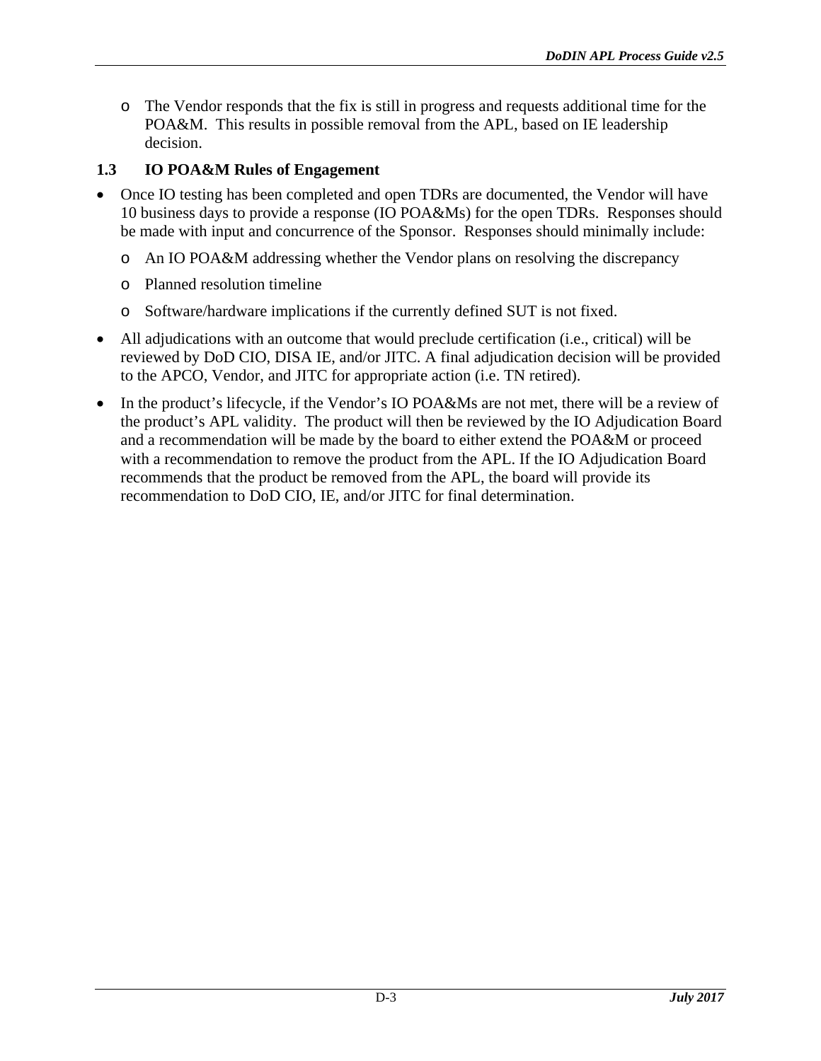- The Vendor responds that the fix is still in progress and requests additional time for the POA&M. This results in possible removal from the APL, based on IE leadership decision.

### 1.3 IO POA&M Rules of Engagement

- Once IO testing has been completed and open TDRs are documented, the Vendor will have 10 business days to provide a response (IO POA&Ms) for the open TDRs. Responses should be made with input and concurrence of the Sponsor. Responses should minimally include:
  - An IO POA&M addressing whether the Vendor plans on resolving the discrepancy
  - Planned resolution timeline
  - Software/hardware implications if the currently defined SUT is not fixed.
- All adjudications with an outcome that would preclude certification (i.e., critical) will be reviewed by DoD CIO, DISA IE, and/or JITC. A final adjudication decision will be provided to the APCO, Vendor, and JITC for appropriate action (i.e. TN retired).
- In the product's lifecycle, if the Vendor's IO POA&Ms are not met, there will be a review of the product's APL validity. The product will then be reviewed by the IO Adjudication Board and a recommendation will be made by the board to either extend the POA&M or proceed with a recommendation to remove the product from the APL. If the IO Adjudication Board recommends that the product be removed from the APL, the board will provide its recommendation to DoD CIO, IE, and/or JITC for final determination.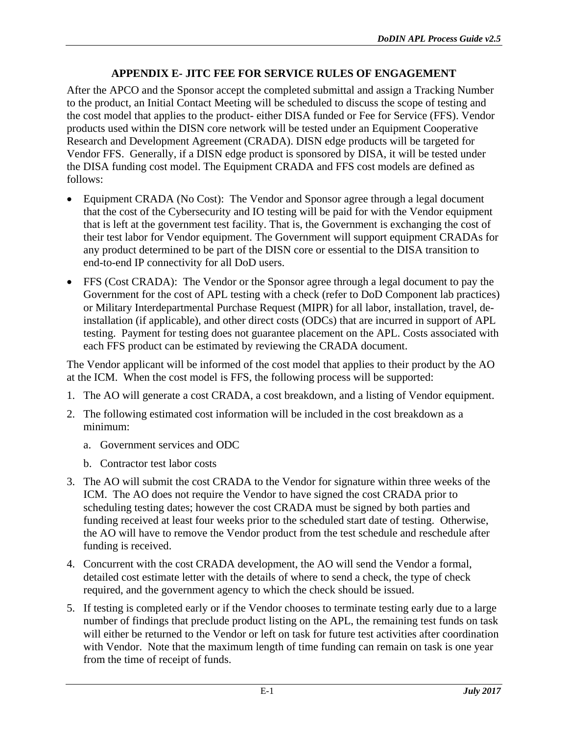## APPENDIX E- JITC FEE FOR SERVICE RULES OF ENGAGEMENT

After the APCO and the Sponsor accept the completed submittal and assign a Tracking Number to the product, an Initial Contact Meeting will be scheduled to discuss the scope of testing and the cost model that applies to the product- either DISA funded or Fee for Service (FFS). Vendor products used within the DISN core network will be tested under an Equipment Cooperative Research and Development Agreement (CRADA). DISN edge products will be targeted for Vendor FFS. Generally, if a DISN edge product is sponsored by DISA, it will be tested under the DISA funding cost model. The Equipment CRADA and FFS cost models are defined as follows:

- Equipment CRADA (No Cost): The Vendor and Sponsor agree through a legal document that the cost of the Cybersecurity and IO testing will be paid for with the Vendor equipment that is left at the government test facility. That is, the Government is exchanging the cost of their test labor for Vendor equipment. The Government will support equipment CRADAs for any product determined to be part of the DISN core or essential to the DISA transition to end-to-end IP connectivity for all DoD users.
- FFS (Cost CRADA): The Vendor or the Sponsor agree through a legal document to pay the Government for the cost of APL testing with a check (refer to DoD Component lab practices) or Military Interdepartmental Purchase Request (MIPR) for all labor, installation, travel, de-installation (if applicable), and other direct costs (ODCs) that are incurred in support of APL testing. Payment for testing does not guarantee placement on the APL. Costs associated with each FFS product can be estimated by reviewing the CRADA document.

The Vendor applicant will be informed of the cost model that applies to their product by the AO at the ICM. When the cost model is FFS, the following process will be supported:

1. The AO will generate a cost CRADA, a cost breakdown, and a listing of Vendor equipment.
2. The following estimated cost information will be included in the cost breakdown as a minimum:
   a. Government services and ODC
   b. Contractor test labor costs
3. The AO will submit the cost CRADA to the Vendor for signature within three weeks of the ICM. The AO does not require the Vendor to have signed the cost CRADA prior to scheduling testing dates; however the cost CRADA must be signed by both parties and funding received at least four weeks prior to the scheduled start date of testing. Otherwise, the AO will have to remove the Vendor product from the test schedule and reschedule after funding is received.
4. Concurrent with the cost CRADA development, the AO will send the Vendor a formal, detailed cost estimate letter with the details of where to send a check, the type of check required, and the government agency to which the check should be issued.
5. If testing is completed early or if the Vendor chooses to terminate testing early due to a large number of findings that preclude product listing on the APL, the remaining test funds on task will either be returned to the Vendor or left on task for future test activities after coordination with Vendor. Note that the maximum length of time funding can remain on task is one year from the time of receipt of funds.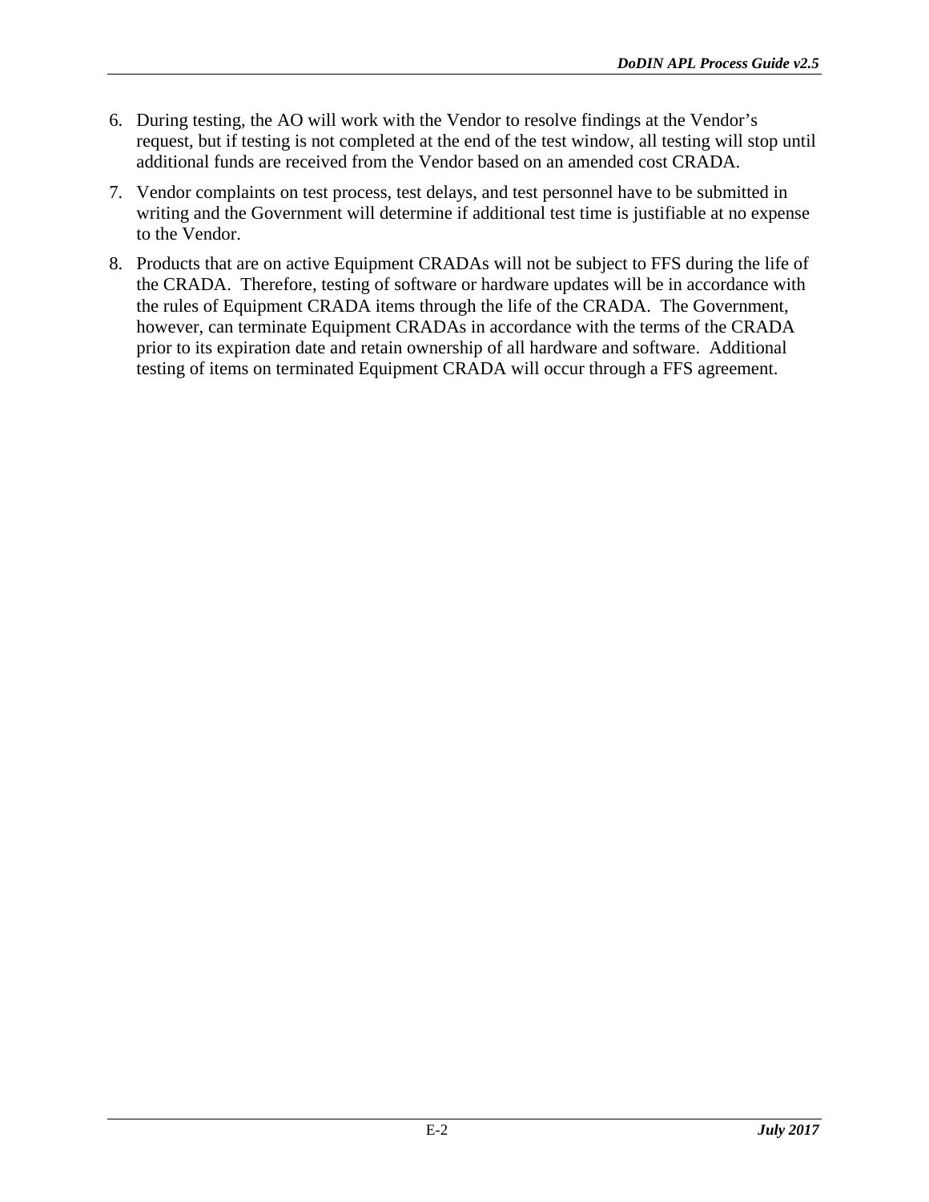6. During testing, the AO will work with the Vendor to resolve findings at the Vendor's request, but if testing is not completed at the end of the test window, all testing will stop until additional funds are received from the Vendor based on an amended cost CRADA.
7. Vendor complaints on test process, test delays, and test personnel have to be submitted in writing and the Government will determine if additional test time is justifiable at no expense to the Vendor.
8. Products that are on active Equipment CRADAs will not be subject to FFS during the life of the CRADA. Therefore, testing of software or hardware updates will be in accordance with the rules of Equipment CRADA items through the life of the CRADA. The Government, however, can terminate Equipment CRADAs in accordance with the terms of the CRADA prior to its expiration date and retain ownership of all hardware and software. Additional testing of items on terminated Equipment CRADA will occur through a FFS agreement.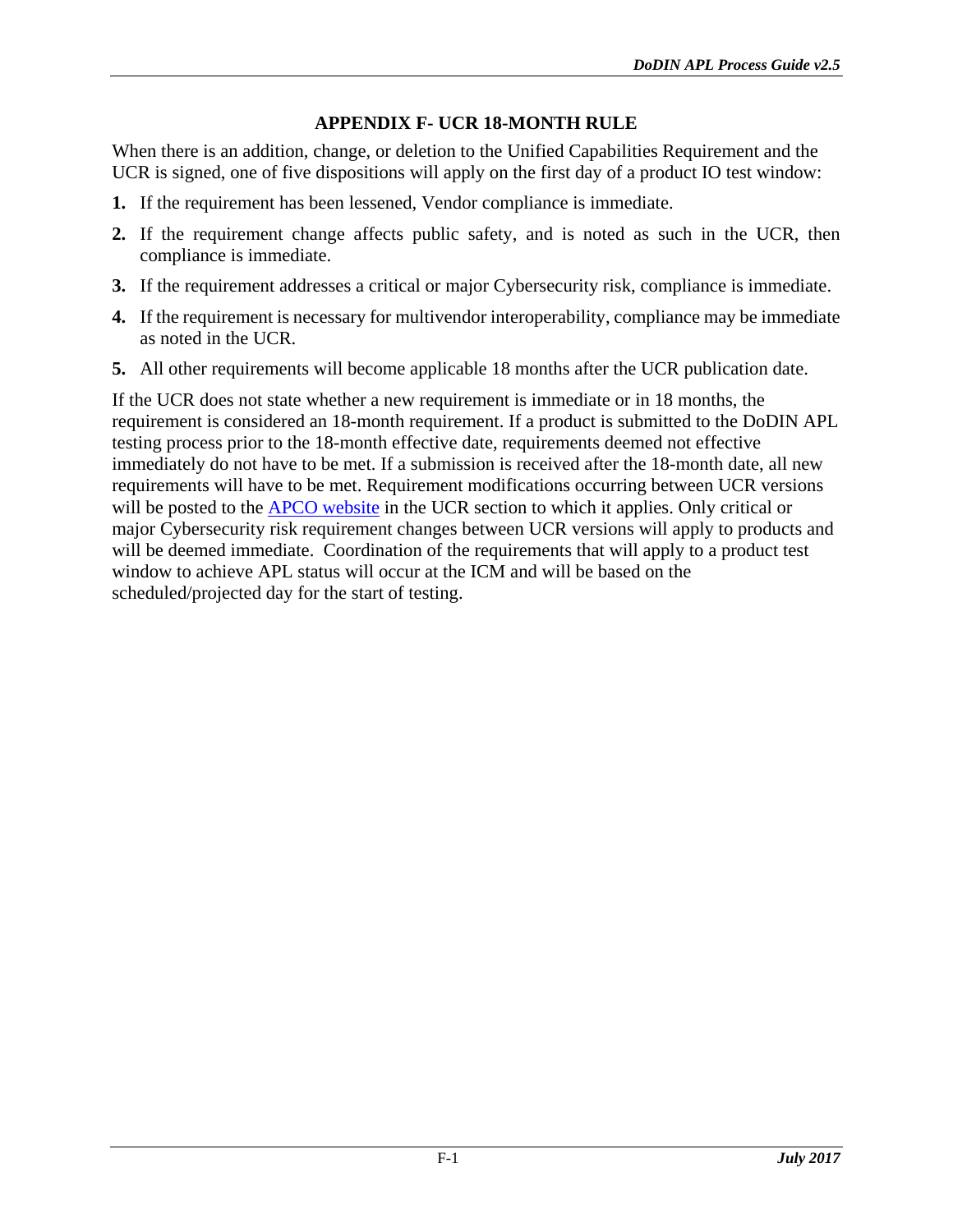# APPENDIX F- UCR 18-MONTH RULE

When there is an addition, change, or deletion to the Unified Capabilities Requirement and the UCR is signed, one of five dispositions will apply on the first day of a product IO test window:

1. If the requirement has been lessened, Vendor compliance is immediate.
2. If the requirement change affects public safety, and is noted as such in the UCR, then compliance is immediate.
3. If the requirement addresses a critical or major Cybersecurity risk, compliance is immediate.
4. If the requirement is necessary for multivendor interoperability, compliance may be immediate as noted in the UCR.
5. All other requirements will become applicable 18 months after the UCR publication date.

If the UCR does not state whether a new requirement is immediate or in 18 months, the requirement is considered an 18-month requirement. If a product is submitted to the DoDIN APL testing process prior to the 18-month effective date, requirements deemed not effective immediately do not have to be met. If a submission is received after the 18-month date, all new requirements will have to be met. Requirement modifications occurring between UCR versions will be posted to the APCO website in the UCR section to which it applies. Only critical or major Cybersecurity risk requirement changes between UCR versions will apply to products and will be deemed immediate. Coordination of the requirements that will apply to a product test window to achieve APL status will occur at the ICM and will be based on the scheduled/projected day for the start of testing.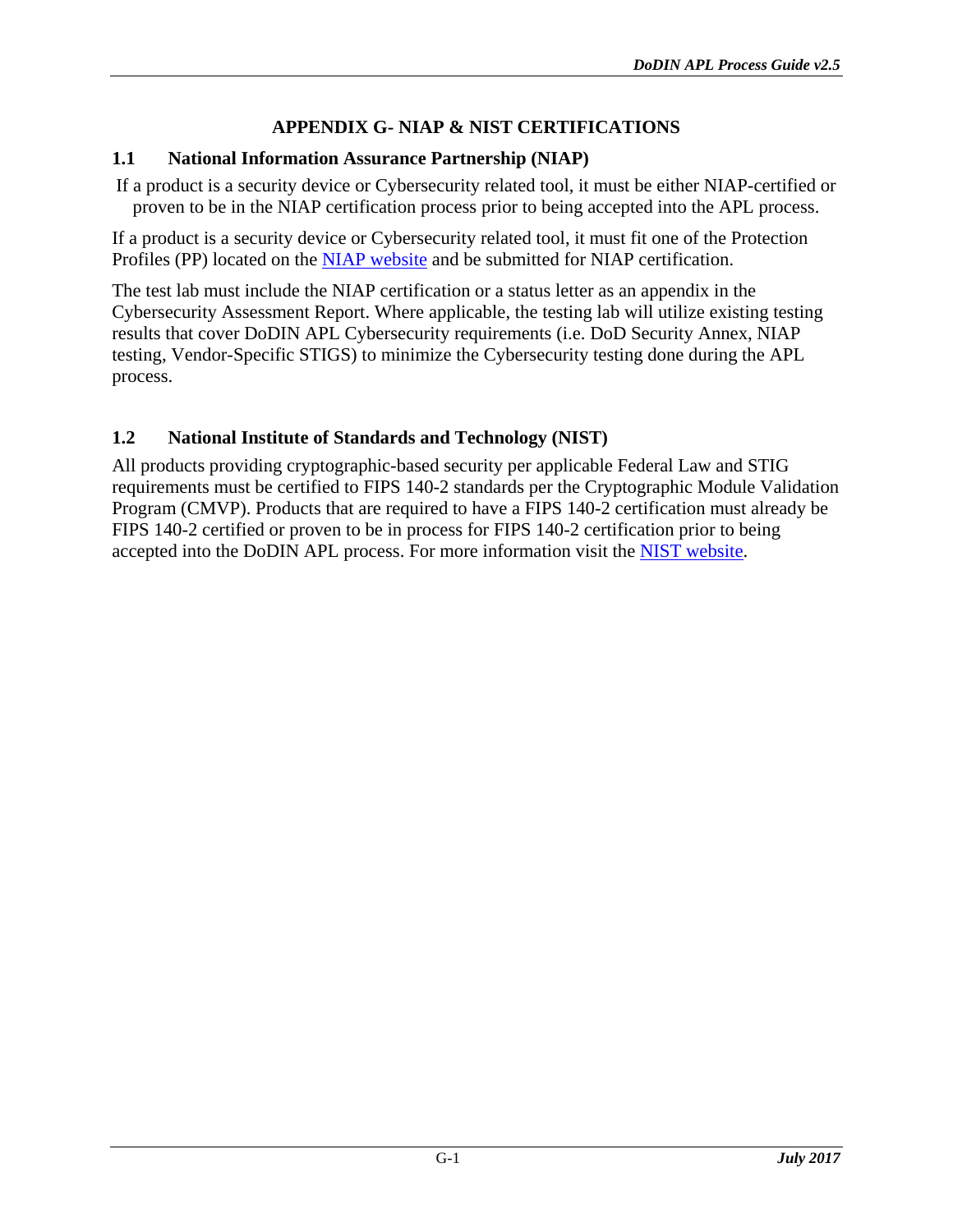# APPENDIX G- NIAP & NIST CERTIFICATIONS

## 1.1 National Information Assurance Partnership (NIAP)

If a product is a security device or Cybersecurity related tool, it must be either NIAP-certified or proven to be in the NIAP certification process prior to being accepted into the APL process.

If a product is a security device or Cybersecurity related tool, it must fit one of the Protection Profiles (PP) located on the NIAP website and be submitted for NIAP certification.

The test lab must include the NIAP certification or a status letter as an appendix in the Cybersecurity Assessment Report. Where applicable, the testing lab will utilize existing testing results that cover DoDIN APL Cybersecurity requirements (i.e. DoD Security Annex, NIAP testing, Vendor-Specific STIGS) to minimize the Cybersecurity testing done during the APL process.

## 1.2 National Institute of Standards and Technology (NIST)

All products providing cryptographic-based security per applicable Federal Law and STIG requirements must be certified to FIPS 140-2 standards per the Cryptographic Module Validation Program (CMVP). Products that are required to have a FIPS 140-2 certification must already be FIPS 140-2 certified or proven to be in process for FIPS 140-2 certification prior to being accepted into the DoDIN APL process. For more information visit the NIST website.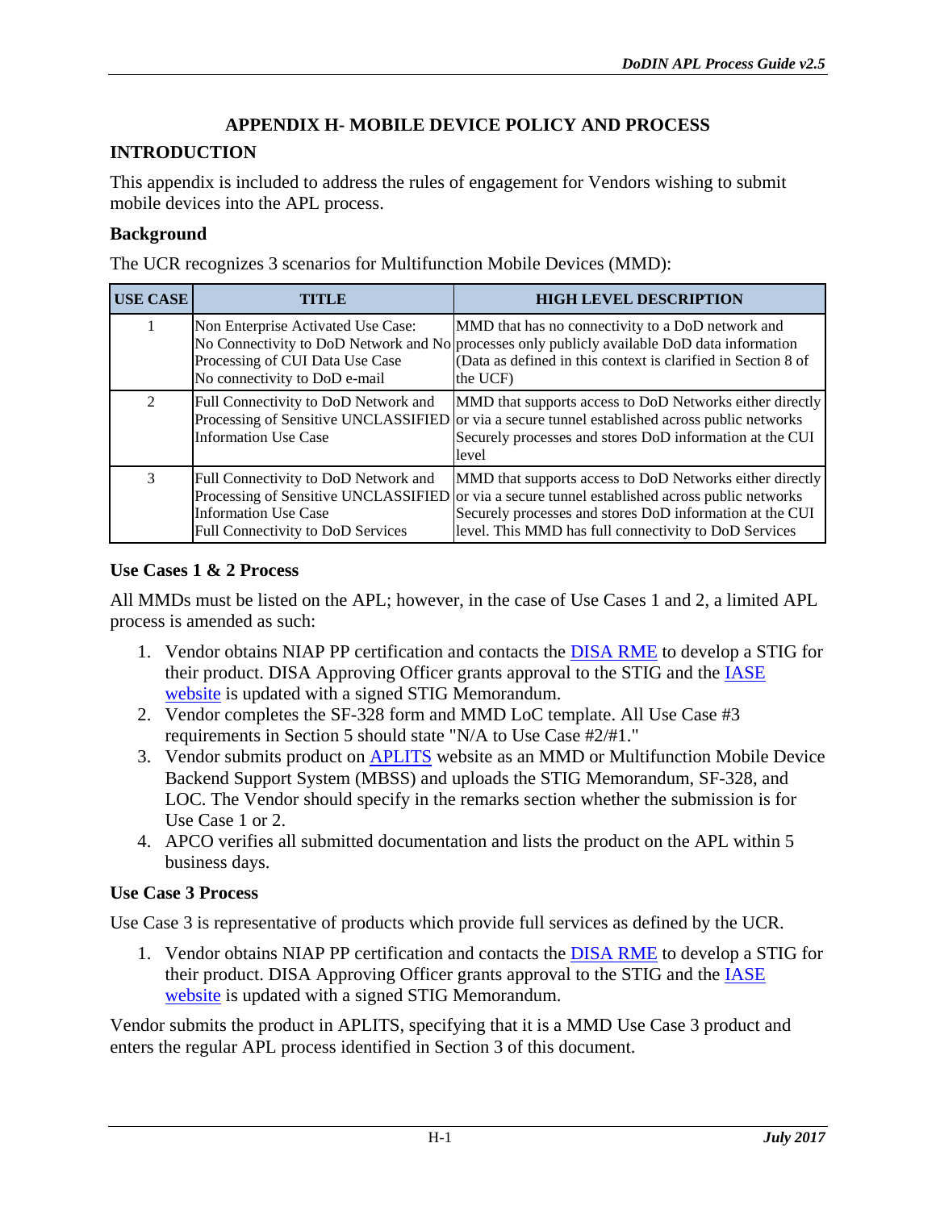# APPENDIX H- MOBILE DEVICE POLICY AND PROCESS

## INTRODUCTION

This appendix is included to address the rules of engagement for Vendors wishing to submit mobile devices into the APL process.

### Background

The UCR recognizes 3 scenarios for Multifunction Mobile Devices (MMD):

| USE CASE | TITLE | HIGH LEVEL DESCRIPTION |
|---|---|---|
| 1 | Non Enterprise Activated Use Case: No Connectivity to DoD Network and No Processing of CUI Data Use Case No connectivity to DoD e-mail | MMD that has no connectivity to a DoD network and processes only publicly available DoD data information (Data as defined in this context is clarified in Section 8 of the UCF) |
| 2 | Full Connectivity to DoD Network and Processing of Sensitive UNCLASSIFIED Information Use Case | MMD that supports access to DoD Networks either directly or via a secure tunnel established across public networks Securely processes and stores DoD information at the CUI level |
| 3 | Full Connectivity to DoD Network and Processing of Sensitive UNCLASSIFIED Information Use Case Full Connectivity to DoD Services | MMD that supports access to DoD Networks either directly or via a secure tunnel established across public networks Securely processes and stores DoD information at the CUI level. This MMD has full connectivity to DoD Services |

### Use Cases 1 & 2 Process

All MMDs must be listed on the APL; however, in the case of Use Cases 1 and 2, a limited APL process is amended as such:

1. Vendor obtains NIAP PP certification and contacts the DISA RME to develop a STIG for their product. DISA Approving Officer grants approval to the STIG and the IASE website is updated with a signed STIG Memorandum.
2. Vendor completes the SF-328 form and MMD LoC template. All Use Case #3 requirements in Section 5 should state "N/A to Use Case #2/#1."
3. Vendor submits product on APLITS website as an MMD or Multifunction Mobile Device Backend Support System (MBSS) and uploads the STIG Memorandum, SF-328, and LOC. The Vendor should specify in the remarks section whether the submission is for Use Case 1 or 2.
4. APCO verifies all submitted documentation and lists the product on the APL within 5 business days.

### Use Case 3 Process

Use Case 3 is representative of products which provide full services as defined by the UCR.

1. Vendor obtains NIAP PP certification and contacts the DISA RME to develop a STIG for their product. DISA Approving Officer grants approval to the STIG and the IASE website is updated with a signed STIG Memorandum.

Vendor submits the product in APLITS, specifying that it is a MMD Use Case 3 product and enters the regular APL process identified in Section 3 of this document.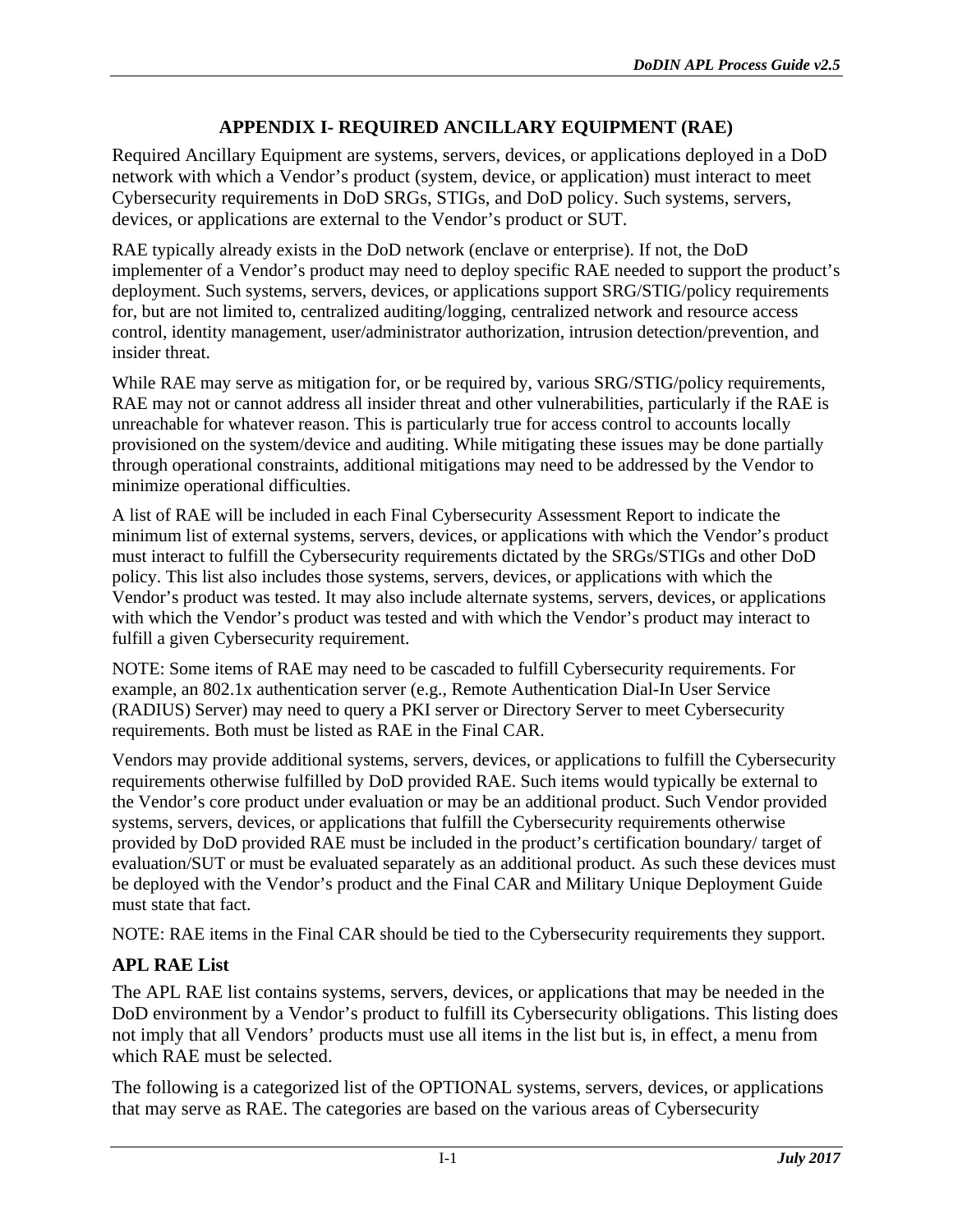# APPENDIX I- REQUIRED ANCILLARY EQUIPMENT (RAE)

Required Ancillary Equipment are systems, servers, devices, or applications deployed in a DoD network with which a Vendor's product (system, device, or application) must interact to meet Cybersecurity requirements in DoD SRGs, STIGs, and DoD policy. Such systems, servers, devices, or applications are external to the Vendor's product or SUT.

RAE typically already exists in the DoD network (enclave or enterprise). If not, the DoD implementer of a Vendor's product may need to deploy specific RAE needed to support the product's deployment. Such systems, servers, devices, or applications support SRG/STIG/policy requirements for, but are not limited to, centralized auditing/logging, centralized network and resource access control, identity management, user/administrator authorization, intrusion detection/prevention, and insider threat.

While RAE may serve as mitigation for, or be required by, various SRG/STIG/policy requirements, RAE may not or cannot address all insider threat and other vulnerabilities, particularly if the RAE is unreachable for whatever reason. This is particularly true for access control to accounts locally provisioned on the system/device and auditing. While mitigating these issues may be done partially through operational constraints, additional mitigations may need to be addressed by the Vendor to minimize operational difficulties.

A list of RAE will be included in each Final Cybersecurity Assessment Report to indicate the minimum list of external systems, servers, devices, or applications with which the Vendor's product must interact to fulfill the Cybersecurity requirements dictated by the SRGs/STIGs and other DoD policy. This list also includes those systems, servers, devices, or applications with which the Vendor's product was tested. It may also include alternate systems, servers, devices, or applications with which the Vendor's product was tested and with which the Vendor's product may interact to fulfill a given Cybersecurity requirement.

NOTE: Some items of RAE may need to be cascaded to fulfill Cybersecurity requirements. For example, an 802.1x authentication server (e.g., Remote Authentication Dial-In User Service (RADIUS) Server) may need to query a PKI server or Directory Server to meet Cybersecurity requirements. Both must be listed as RAE in the Final CAR.

Vendors may provide additional systems, servers, devices, or applications to fulfill the Cybersecurity requirements otherwise fulfilled by DoD provided RAE. Such items would typically be external to the Vendor's core product under evaluation or may be an additional product. Such Vendor provided systems, servers, devices, or applications that fulfill the Cybersecurity requirements otherwise provided by DoD provided RAE must be included in the product's certification boundary/ target of evaluation/SUT or must be evaluated separately as an additional product. As such these devices must be deployed with the Vendor's product and the Final CAR and Military Unique Deployment Guide must state that fact.

NOTE: RAE items in the Final CAR should be tied to the Cybersecurity requirements they support.

## APL RAE List

The APL RAE list contains systems, servers, devices, or applications that may be needed in the DoD environment by a Vendor's product to fulfill its Cybersecurity obligations. This listing does not imply that all Vendors' products must use all items in the list but is, in effect, a menu from which RAE must be selected.

The following is a categorized list of the OPTIONAL systems, servers, devices, or applications that may serve as RAE. The categories are based on the various areas of Cybersecurity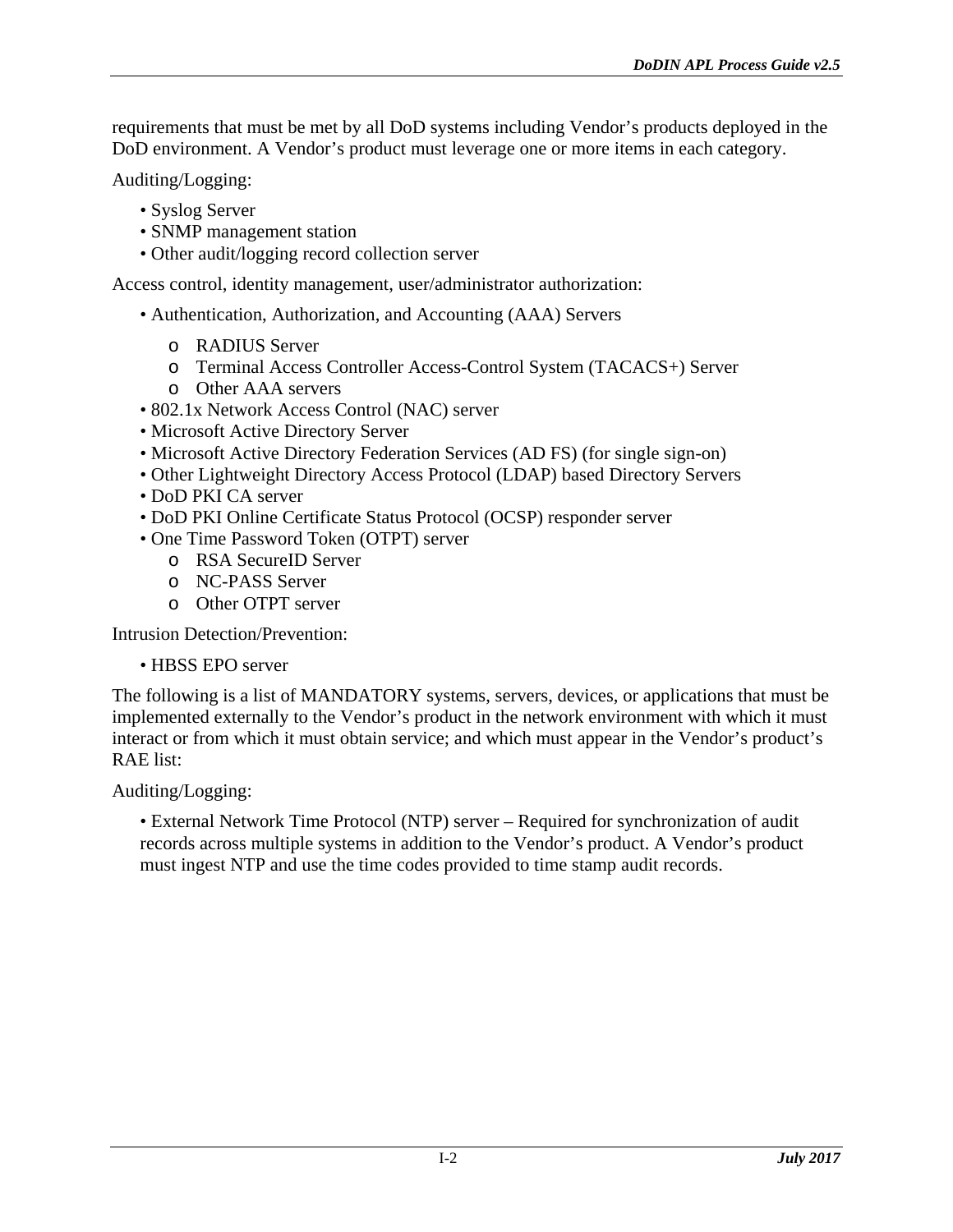requirements that must be met by all DoD systems including Vendor's products deployed in the DoD environment. A Vendor's product must leverage one or more items in each category.

Auditing/Logging:

- Syslog Server
- SNMP management station
- Other audit/logging record collection server

Access control, identity management, user/administrator authorization:

- Authentication, Authorization, and Accounting (AAA) Servers
  - RADIUS Server
  - Terminal Access Controller Access-Control System (TACACS+) Server
  - Other AAA servers
- 802.1x Network Access Control (NAC) server
- Microsoft Active Directory Server
- Microsoft Active Directory Federation Services (AD FS) (for single sign-on)
- Other Lightweight Directory Access Protocol (LDAP) based Directory Servers
- DoD PKI CA server
- DoD PKI Online Certificate Status Protocol (OCSP) responder server
- One Time Password Token (OTPT) server
  - RSA SecureID Server
  - NC-PASS Server
  - Other OTPT server

Intrusion Detection/Prevention:

- HBSS EPO server

The following is a list of MANDATORY systems, servers, devices, or applications that must be implemented externally to the Vendor's product in the network environment with which it must interact or from which it must obtain service; and which must appear in the Vendor's product's RAE list:

Auditing/Logging:

- External Network Time Protocol (NTP) server – Required for synchronization of audit records across multiple systems in addition to the Vendor's product. A Vendor's product must ingest NTP and use the time codes provided to time stamp audit records.